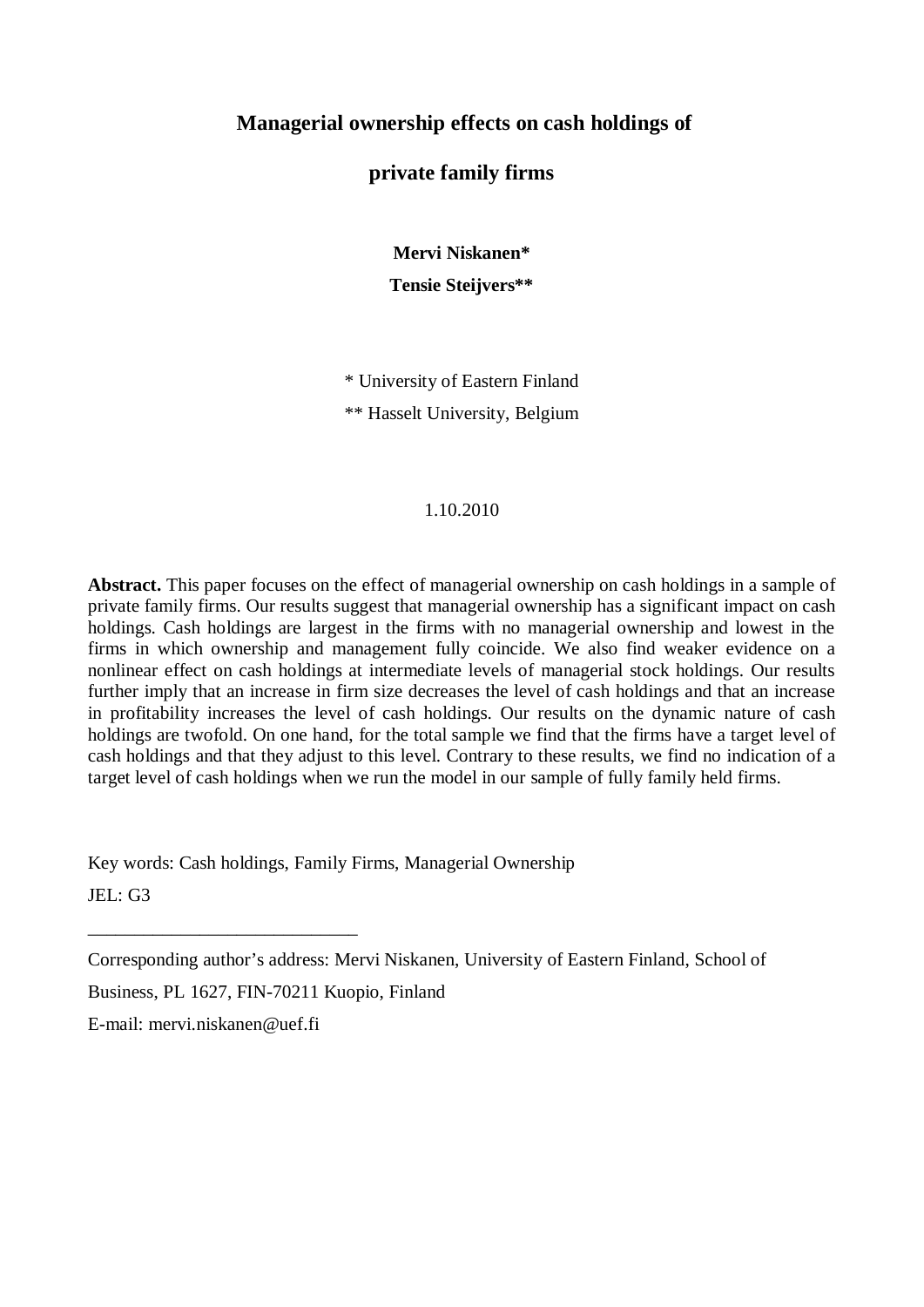# Managerial ownership effects on cash holdings of private family firms

**Mervi Niskanen***

**Tensie Steijvers****

* University of Eastern Finland

** Hasselt University, Belgium

1.10.2010

**Abstract.** This paper focuses on the effect of managerial ownership on cash holdings in a sample of private family firms. Our results suggest that managerial ownership has a significant impact on cash holdings. Cash holdings are largest in the firms with no managerial ownership and lowest in the firms in which ownership and management fully coincide. We also find weaker evidence on a nonlinear effect on cash holdings at intermediate levels of managerial stock holdings. Our results further imply that an increase in firm size decreases the level of cash holdings and that an increase in profitability increases the level of cash holdings. Our results on the dynamic nature of cash holdings are twofold. On one hand, for the total sample we find that the firms have a target level of cash holdings and that they adjust to this level. Contrary to these results, we find no indication of a target level of cash holdings when we run the model in our sample of fully family held firms.

Key words: Cash holdings, Family Firms, Managerial Ownership

JEL: G3

---

Corresponding author's address: Mervi Niskanen, University of Eastern Finland, School of Business, PL 1627, FIN-70211 Kuopio, Finland

E-mail: mervi.niskanen@uef.fi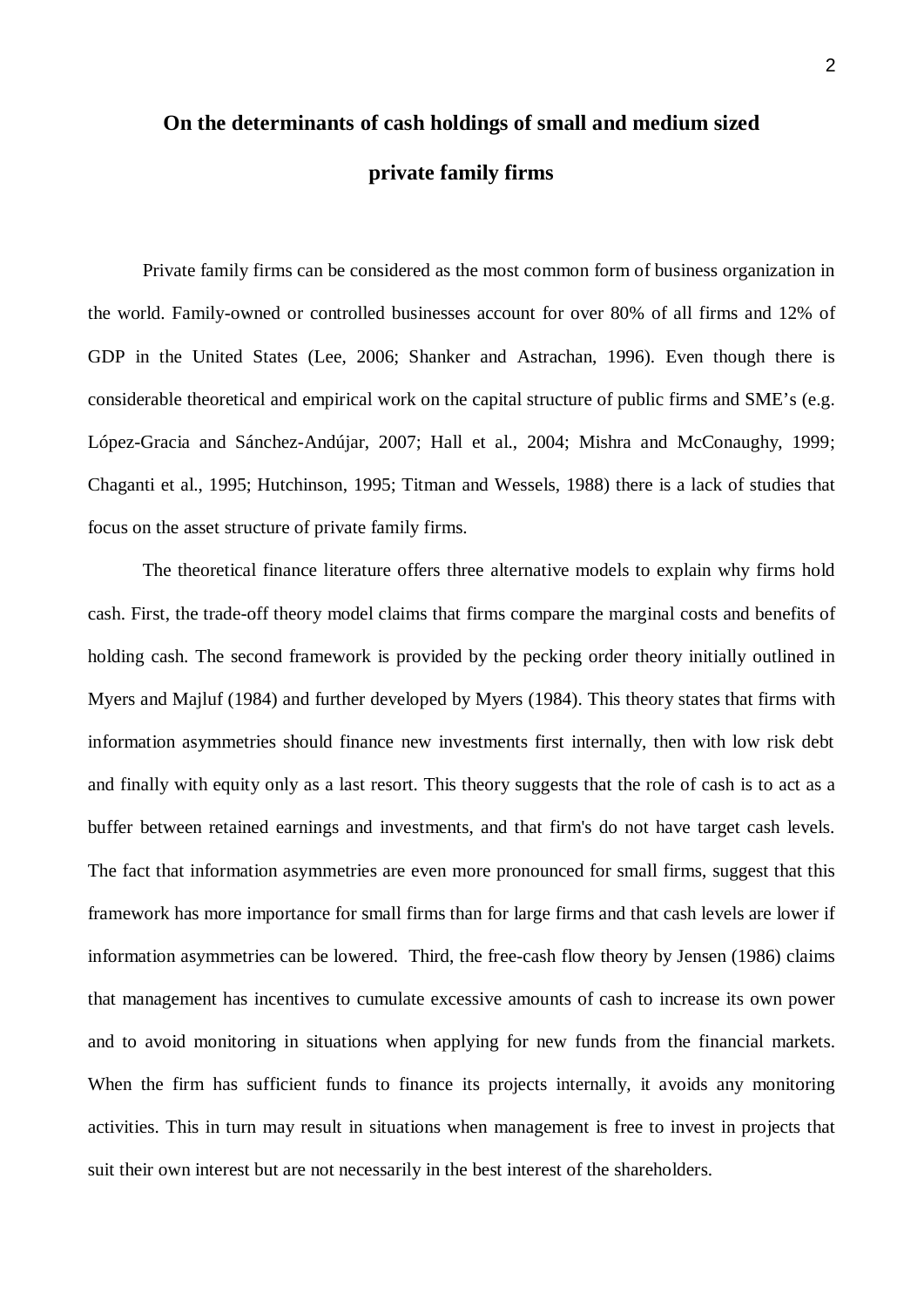# On the determinants of cash holdings of small and medium sized private family firms

Private family firms can be considered as the most common form of business organization in the world. Family-owned or controlled businesses account for over 80% of all firms and 12% of GDP in the United States (Lee, 2006; Shanker and Astrachan, 1996). Even though there is considerable theoretical and empirical work on the capital structure of public firms and SME's (e.g. López-Gracia and Sánchez-Andújar, 2007; Hall et al., 2004; Mishra and McConaughy, 1999; Chaganti et al., 1995; Hutchinson, 1995; Titman and Wessels, 1988) there is a lack of studies that focus on the asset structure of private family firms.

The theoretical finance literature offers three alternative models to explain why firms hold cash. First, the trade-off theory model claims that firms compare the marginal costs and benefits of holding cash. The second framework is provided by the pecking order theory initially outlined in Myers and Majluf (1984) and further developed by Myers (1984). This theory states that firms with information asymmetries should finance new investments first internally, then with low risk debt and finally with equity only as a last resort. This theory suggests that the role of cash is to act as a buffer between retained earnings and investments, and that firm's do not have target cash levels. The fact that information asymmetries are even more pronounced for small firms, suggest that this framework has more importance for small firms than for large firms and that cash levels are lower if information asymmetries can be lowered. Third, the free-cash flow theory by Jensen (1986) claims that management has incentives to cumulate excessive amounts of cash to increase its own power and to avoid monitoring in situations when applying for new funds from the financial markets. When the firm has sufficient funds to finance its projects internally, it avoids any monitoring activities. This in turn may result in situations when management is free to invest in projects that suit their own interest but are not necessarily in the best interest of the shareholders.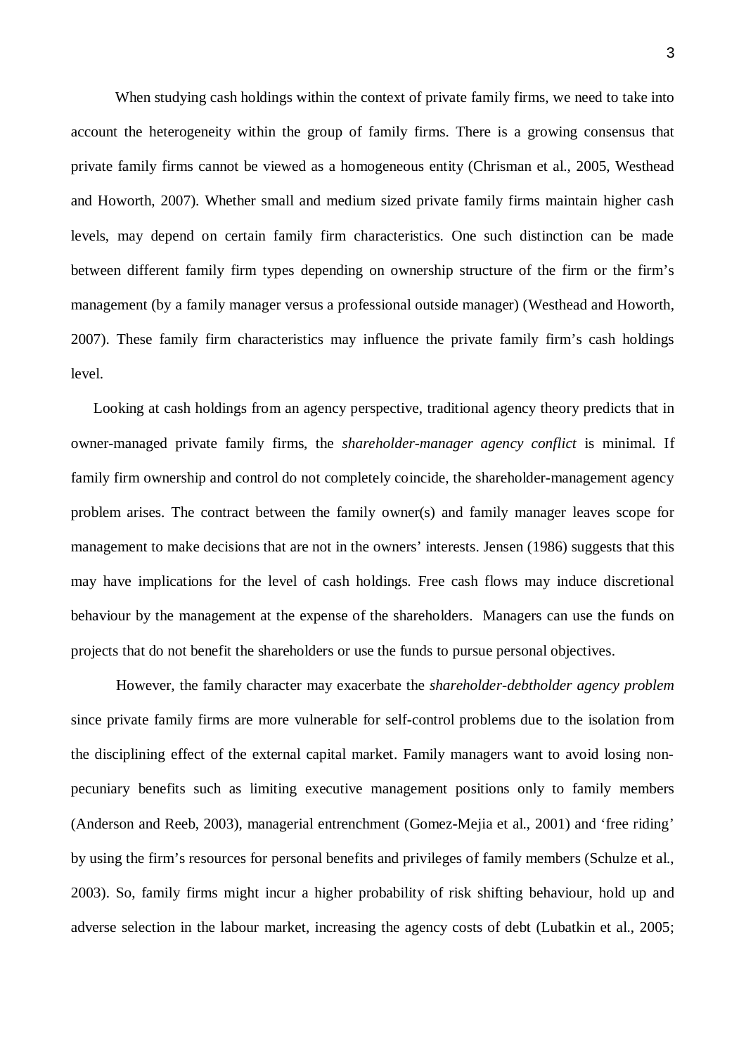When studying cash holdings within the context of private family firms, we need to take into account the heterogeneity within the group of family firms. There is a growing consensus that private family firms cannot be viewed as a homogeneous entity (Chrisman et al., 2005, Westhead and Howorth, 2007). Whether small and medium sized private family firms maintain higher cash levels, may depend on certain family firm characteristics. One such distinction can be made between different family firm types depending on ownership structure of the firm or the firm's management (by a family manager versus a professional outside manager) (Westhead and Howorth, 2007). These family firm characteristics may influence the private family firm's cash holdings level.

Looking at cash holdings from an agency perspective, traditional agency theory predicts that in owner-managed private family firms, the *shareholder-manager agency conflict* is minimal. If family firm ownership and control do not completely coincide, the shareholder-management agency problem arises. The contract between the family owner(s) and family manager leaves scope for management to make decisions that are not in the owners' interests. Jensen (1986) suggests that this may have implications for the level of cash holdings. Free cash flows may induce discretional behaviour by the management at the expense of the shareholders. Managers can use the funds on projects that do not benefit the shareholders or use the funds to pursue personal objectives.

However, the family character may exacerbate the *shareholder-debtholder agency problem* since private family firms are more vulnerable for self-control problems due to the isolation from the disciplining effect of the external capital market. Family managers want to avoid losing non-pecuniary benefits such as limiting executive management positions only to family members (Anderson and Reeb, 2003), managerial entrenchment (Gomez-Mejia et al., 2001) and 'free riding' by using the firm's resources for personal benefits and privileges of family members (Schulze et al., 2003). So, family firms might incur a higher probability of risk shifting behaviour, hold up and adverse selection in the labour market, increasing the agency costs of debt (Lubatkin et al., 2005;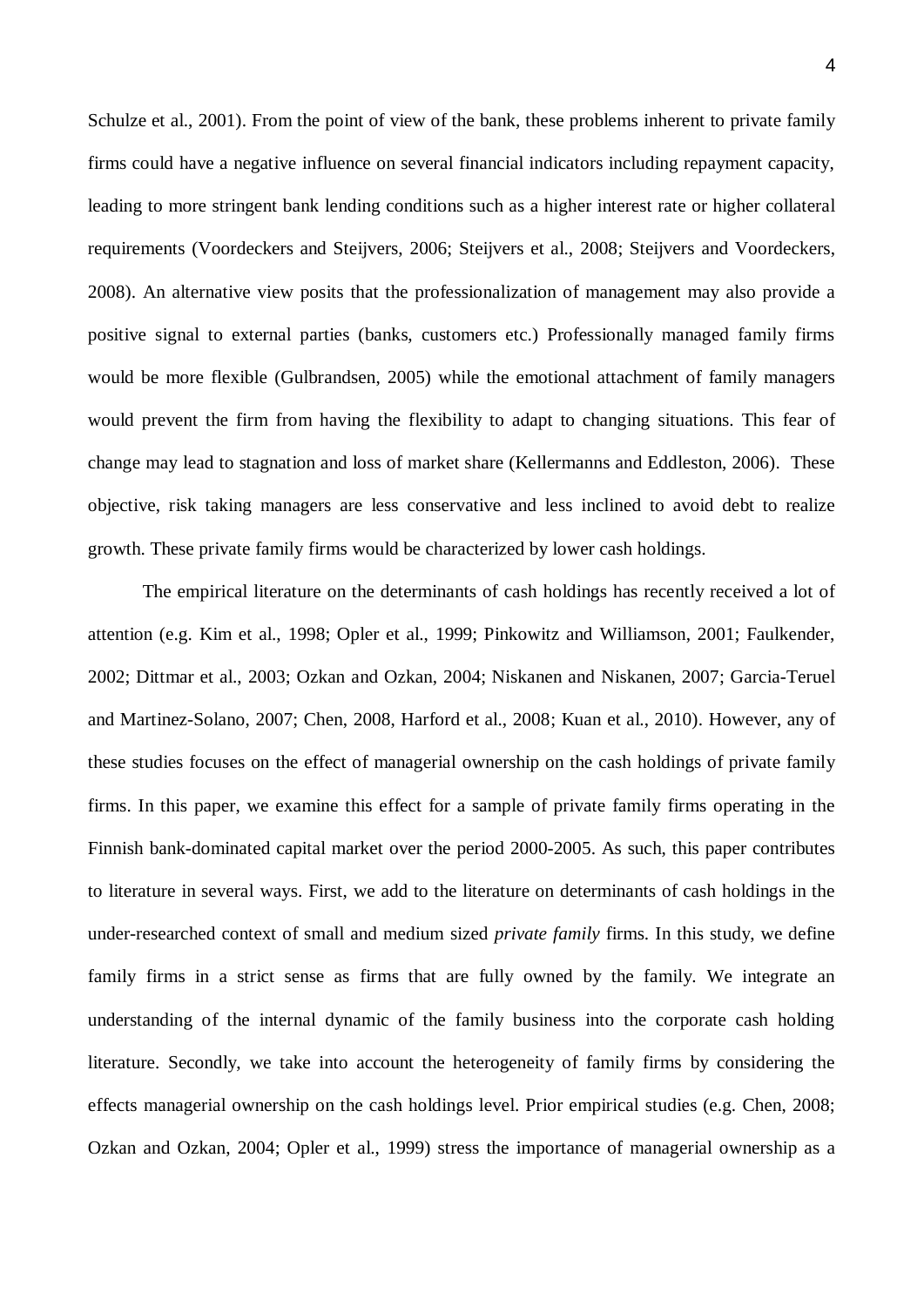Schulze et al., 2001). From the point of view of the bank, these problems inherent to private family firms could have a negative influence on several financial indicators including repayment capacity, leading to more stringent bank lending conditions such as a higher interest rate or higher collateral requirements (Voordeckers and Steijvers, 2006; Steijvers et al., 2008; Steijvers and Voordeckers, 2008). An alternative view posits that the professionalization of management may also provide a positive signal to external parties (banks, customers etc.) Professionally managed family firms would be more flexible (Gulbrandsen, 2005) while the emotional attachment of family managers would prevent the firm from having the flexibility to adapt to changing situations. This fear of change may lead to stagnation and loss of market share (Kellermanns and Eddleston, 2006). These objective, risk taking managers are less conservative and less inclined to avoid debt to realize growth. These private family firms would be characterized by lower cash holdings.

The empirical literature on the determinants of cash holdings has recently received a lot of attention (e.g. Kim et al., 1998; Opler et al., 1999; Pinkowitz and Williamson, 2001; Faulkender, 2002; Dittmar et al., 2003; Ozkan and Ozkan, 2004; Niskanen and Niskanen, 2007; Garcia-Teruel and Martinez-Solano, 2007; Chen, 2008, Harford et al., 2008; Kuan et al., 2010). However, any of these studies focuses on the effect of managerial ownership on the cash holdings of private family firms. In this paper, we examine this effect for a sample of private family firms operating in the Finnish bank-dominated capital market over the period 2000-2005. As such, this paper contributes to literature in several ways. First, we add to the literature on determinants of cash holdings in the under-researched context of small and medium sized *private family* firms. In this study, we define family firms in a strict sense as firms that are fully owned by the family. We integrate an understanding of the internal dynamic of the family business into the corporate cash holding literature. Secondly, we take into account the heterogeneity of family firms by considering the effects managerial ownership on the cash holdings level. Prior empirical studies (e.g. Chen, 2008; Ozkan and Ozkan, 2004; Opler et al., 1999) stress the importance of managerial ownership as a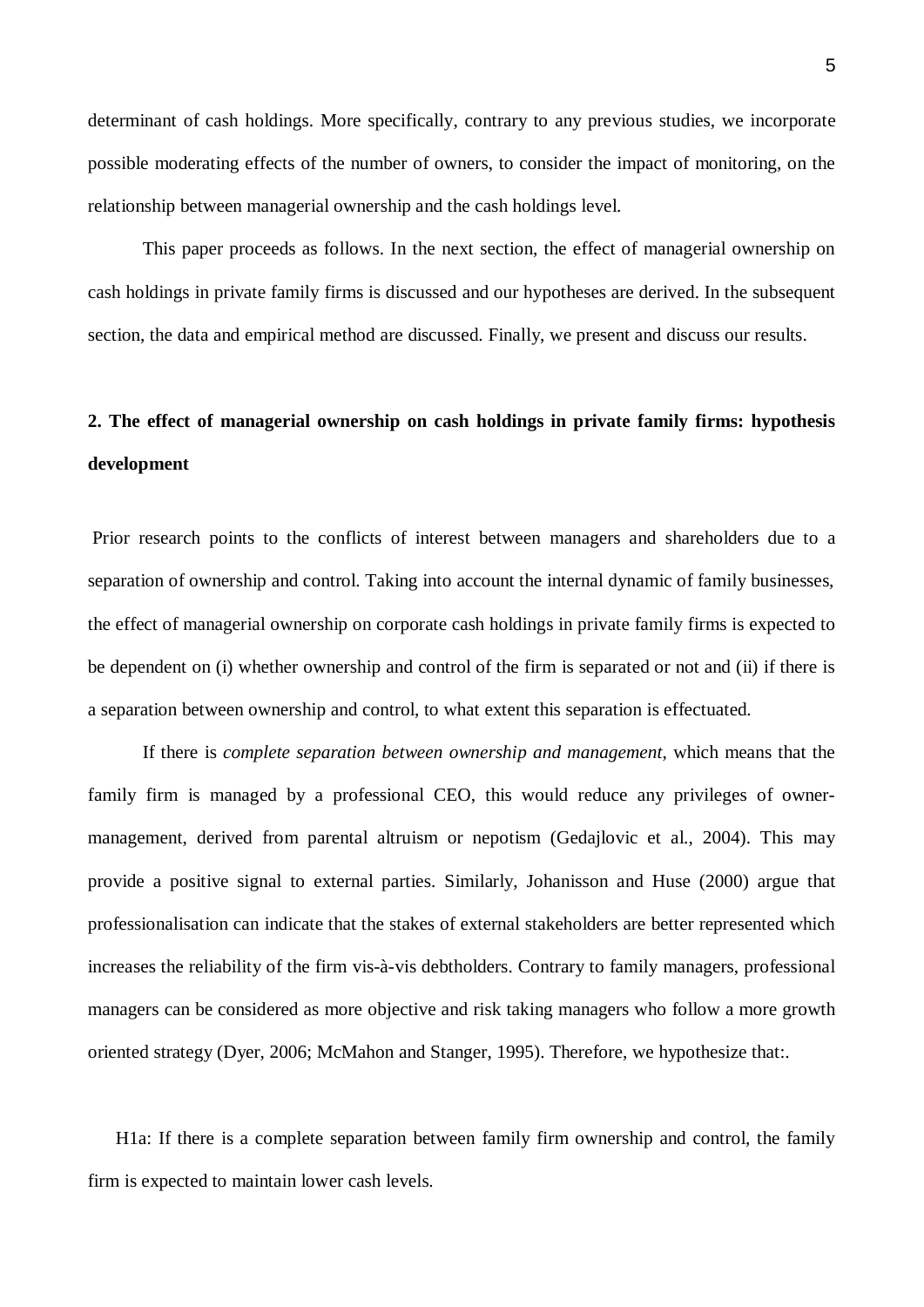determinant of cash holdings. More specifically, contrary to any previous studies, we incorporate possible moderating effects of the number of owners, to consider the impact of monitoring, on the relationship between managerial ownership and the cash holdings level.

This paper proceeds as follows. In the next section, the effect of managerial ownership on cash holdings in private family firms is discussed and our hypotheses are derived. In the subsequent section, the data and empirical method are discussed. Finally, we present and discuss our results.

## 2. The effect of managerial ownership on cash holdings in private family firms: hypothesis development

Prior research points to the conflicts of interest between managers and shareholders due to a separation of ownership and control. Taking into account the internal dynamic of family businesses, the effect of managerial ownership on corporate cash holdings in private family firms is expected to be dependent on (i) whether ownership and control of the firm is separated or not and (ii) if there is a separation between ownership and control, to what extent this separation is effectuated.

If there is *complete separation between ownership and management*, which means that the family firm is managed by a professional CEO, this would reduce any privileges of owner-management, derived from parental altruism or nepotism (Gedajlovic et al., 2004). This may provide a positive signal to external parties. Similarly, Johanisson and Huse (2000) argue that professionalisation can indicate that the stakes of external stakeholders are better represented which increases the reliability of the firm vis-à-vis debtholders. Contrary to family managers, professional managers can be considered as more objective and risk taking managers who follow a more growth oriented strategy (Dyer, 2006; McMahon and Stanger, 1995). Therefore, we hypothesize that:.

H1a: If there is a complete separation between family firm ownership and control, the family firm is expected to maintain lower cash levels.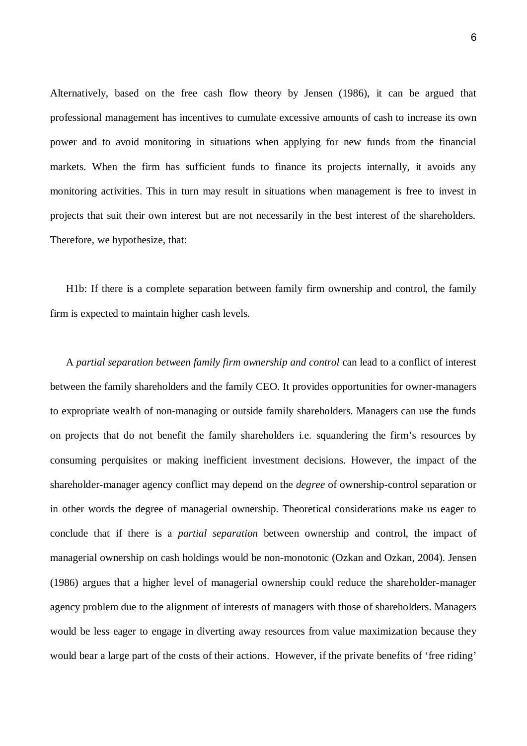Alternatively, based on the free cash flow theory by Jensen (1986), it can be argued that professional management has incentives to cumulate excessive amounts of cash to increase its own power and to avoid monitoring in situations when applying for new funds from the financial markets. When the firm has sufficient funds to finance its projects internally, it avoids any monitoring activities. This in turn may result in situations when management is free to invest in projects that suit their own interest but are not necessarily in the best interest of the shareholders. Therefore, we hypothesize, that:

H1b: If there is a complete separation between family firm ownership and control, the family firm is expected to maintain higher cash levels.

A *partial separation between family firm ownership and control* can lead to a conflict of interest between the family shareholders and the family CEO. It provides opportunities for owner-managers to expropriate wealth of non-managing or outside family shareholders. Managers can use the funds on projects that do not benefit the family shareholders i.e. squandering the firm's resources by consuming perquisites or making inefficient investment decisions. However, the impact of the shareholder-manager agency conflict may depend on the *degree* of ownership-control separation or in other words the degree of managerial ownership. Theoretical considerations make us eager to conclude that if there is a *partial separation* between ownership and control, the impact of managerial ownership on cash holdings would be non-monotonic (Ozkan and Ozkan, 2004). Jensen (1986) argues that a higher level of managerial ownership could reduce the shareholder-manager agency problem due to the alignment of interests of managers with those of shareholders. Managers would be less eager to engage in diverting away resources from value maximization because they would bear a large part of the costs of their actions. However, if the private benefits of 'free riding'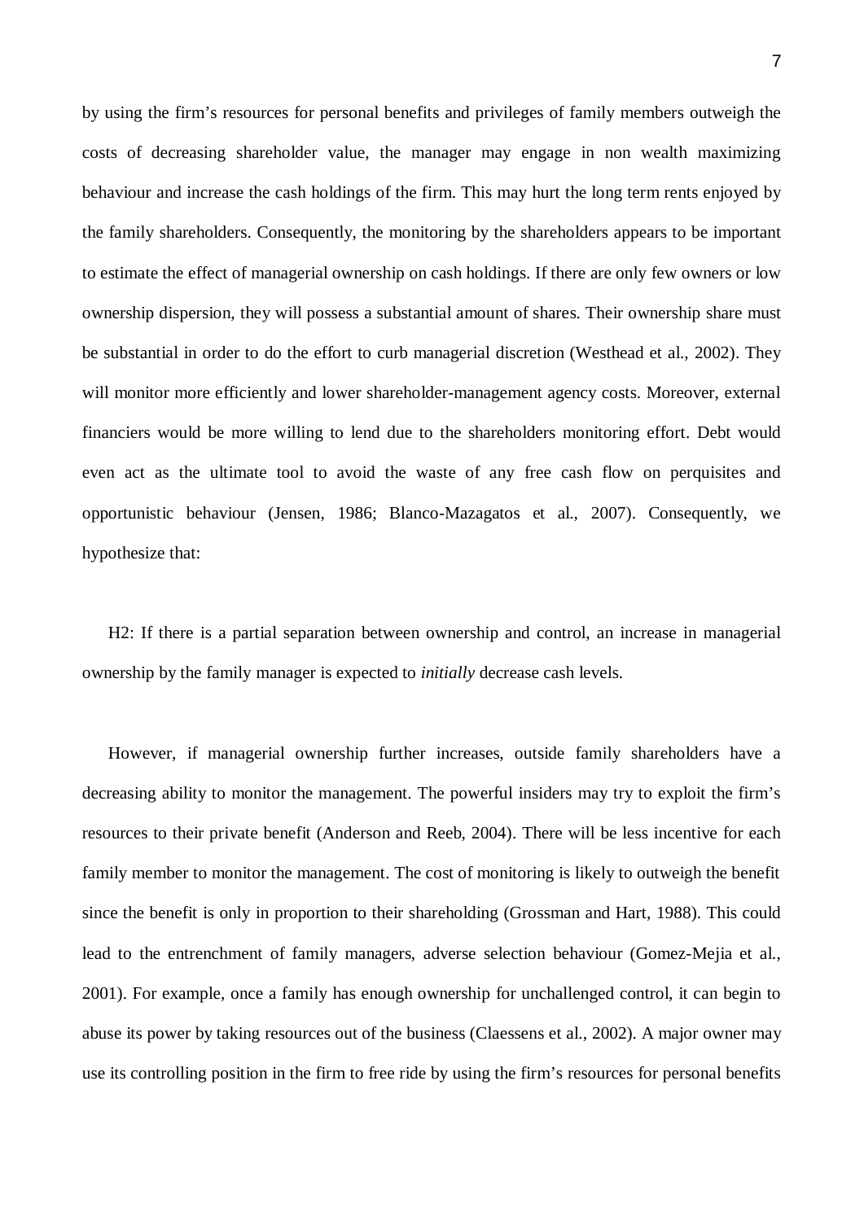by using the firm's resources for personal benefits and privileges of family members outweigh the costs of decreasing shareholder value, the manager may engage in non wealth maximizing behaviour and increase the cash holdings of the firm. This may hurt the long term rents enjoyed by the family shareholders. Consequently, the monitoring by the shareholders appears to be important to estimate the effect of managerial ownership on cash holdings. If there are only few owners or low ownership dispersion, they will possess a substantial amount of shares. Their ownership share must be substantial in order to do the effort to curb managerial discretion (Westhead et al., 2002). They will monitor more efficiently and lower shareholder-management agency costs. Moreover, external financiers would be more willing to lend due to the shareholders monitoring effort. Debt would even act as the ultimate tool to avoid the waste of any free cash flow on perquisites and opportunistic behaviour (Jensen, 1986; Blanco-Mazagatos et al., 2007). Consequently, we hypothesize that:

H2: If there is a partial separation between ownership and control, an increase in managerial ownership by the family manager is expected to *initially* decrease cash levels.

However, if managerial ownership further increases, outside family shareholders have a decreasing ability to monitor the management. The powerful insiders may try to exploit the firm's resources to their private benefit (Anderson and Reeb, 2004). There will be less incentive for each family member to monitor the management. The cost of monitoring is likely to outweigh the benefit since the benefit is only in proportion to their shareholding (Grossman and Hart, 1988). This could lead to the entrenchment of family managers, adverse selection behaviour (Gomez-Mejia et al., 2001). For example, once a family has enough ownership for unchallenged control, it can begin to abuse its power by taking resources out of the business (Claessens et al., 2002). A major owner may use its controlling position in the firm to free ride by using the firm's resources for personal benefits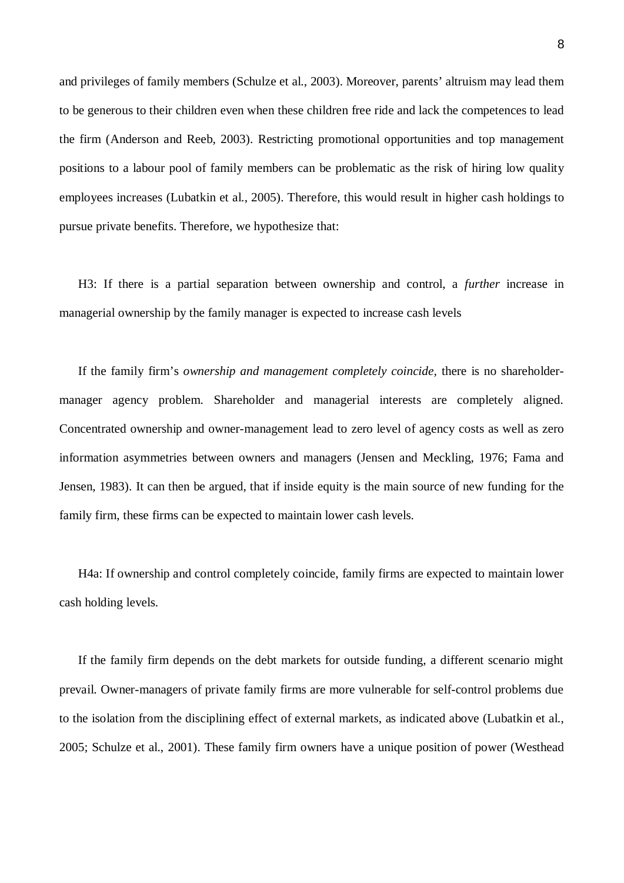and privileges of family members (Schulze et al., 2003). Moreover, parents' altruism may lead them to be generous to their children even when these children free ride and lack the competences to lead the firm (Anderson and Reeb, 2003). Restricting promotional opportunities and top management positions to a labour pool of family members can be problematic as the risk of hiring low quality employees increases (Lubatkin et al., 2005). Therefore, this would result in higher cash holdings to pursue private benefits. Therefore, we hypothesize that:

H3: If there is a partial separation between ownership and control, a *further* increase in managerial ownership by the family manager is expected to increase cash levels

If the family firm's *ownership and management completely coincide*, there is no shareholder-manager agency problem. Shareholder and managerial interests are completely aligned. Concentrated ownership and owner-management lead to zero level of agency costs as well as zero information asymmetries between owners and managers (Jensen and Meckling, 1976; Fama and Jensen, 1983). It can then be argued, that if inside equity is the main source of new funding for the family firm, these firms can be expected to maintain lower cash levels.

H4a: If ownership and control completely coincide, family firms are expected to maintain lower cash holding levels.

If the family firm depends on the debt markets for outside funding, a different scenario might prevail. Owner-managers of private family firms are more vulnerable for self-control problems due to the isolation from the disciplining effect of external markets, as indicated above (Lubatkin et al., 2005; Schulze et al., 2001). These family firm owners have a unique position of power (Westhead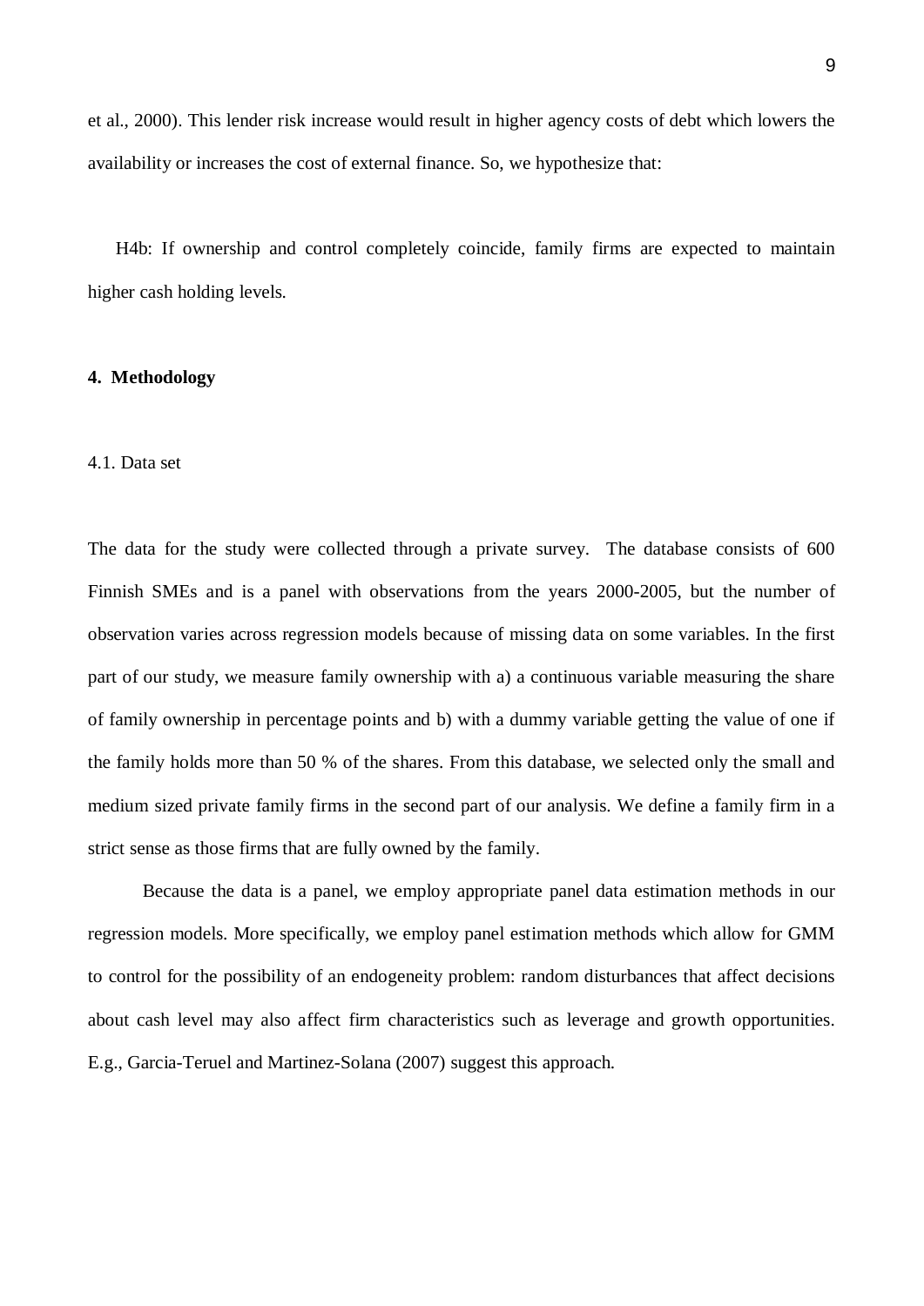et al., 2000). This lender risk increase would result in higher agency costs of debt which lowers the availability or increases the cost of external finance. So, we hypothesize that:

H4b: If ownership and control completely coincide, family firms are expected to maintain higher cash holding levels.

## 4. Methodology

### 4.1. Data set

The data for the study were collected through a private survey. The database consists of 600 Finnish SMEs and is a panel with observations from the years 2000-2005, but the number of observation varies across regression models because of missing data on some variables. In the first part of our study, we measure family ownership with a) a continuous variable measuring the share of family ownership in percentage points and b) with a dummy variable getting the value of one if the family holds more than 50 % of the shares. From this database, we selected only the small and medium sized private family firms in the second part of our analysis. We define a family firm in a strict sense as those firms that are fully owned by the family.

Because the data is a panel, we employ appropriate panel data estimation methods in our regression models. More specifically, we employ panel estimation methods which allow for GMM to control for the possibility of an endogeneity problem: random disturbances that affect decisions about cash level may also affect firm characteristics such as leverage and growth opportunities. E.g., Garcia-Teruel and Martinez-Solana (2007) suggest this approach.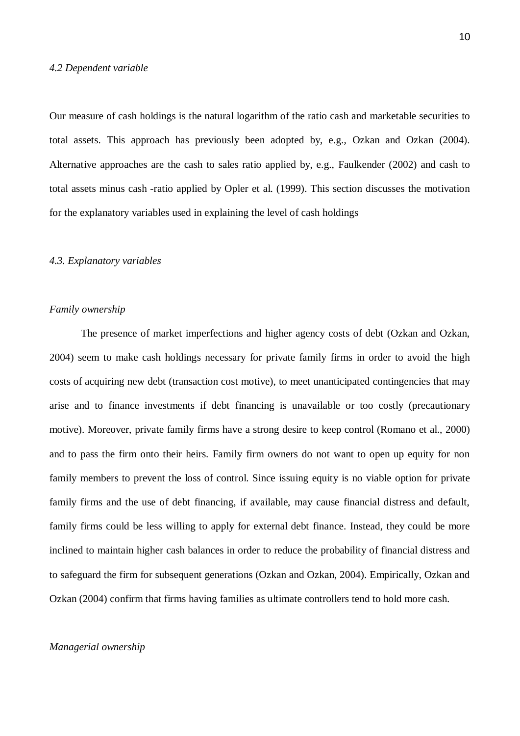### *4.2 Dependent variable*

Our measure of cash holdings is the natural logarithm of the ratio cash and marketable securities to total assets. This approach has previously been adopted by, e.g., Ozkan and Ozkan (2004). Alternative approaches are the cash to sales ratio applied by, e.g., Faulkender (2002) and cash to total assets minus cash -ratio applied by Opler et al. (1999). This section discusses the motivation for the explanatory variables used in explaining the level of cash holdings

### *4.3. Explanatory variables*

#### *Family ownership*

The presence of market imperfections and higher agency costs of debt (Ozkan and Ozkan, 2004) seem to make cash holdings necessary for private family firms in order to avoid the high costs of acquiring new debt (transaction cost motive), to meet unanticipated contingencies that may arise and to finance investments if debt financing is unavailable or too costly (precautionary motive). Moreover, private family firms have a strong desire to keep control (Romano et al., 2000) and to pass the firm onto their heirs. Family firm owners do not want to open up equity for non family members to prevent the loss of control. Since issuing equity is no viable option for private family firms and the use of debt financing, if available, may cause financial distress and default, family firms could be less willing to apply for external debt finance. Instead, they could be more inclined to maintain higher cash balances in order to reduce the probability of financial distress and to safeguard the firm for subsequent generations (Ozkan and Ozkan, 2004). Empirically, Ozkan and Ozkan (2004) confirm that firms having families as ultimate controllers tend to hold more cash.

#### *Managerial ownership*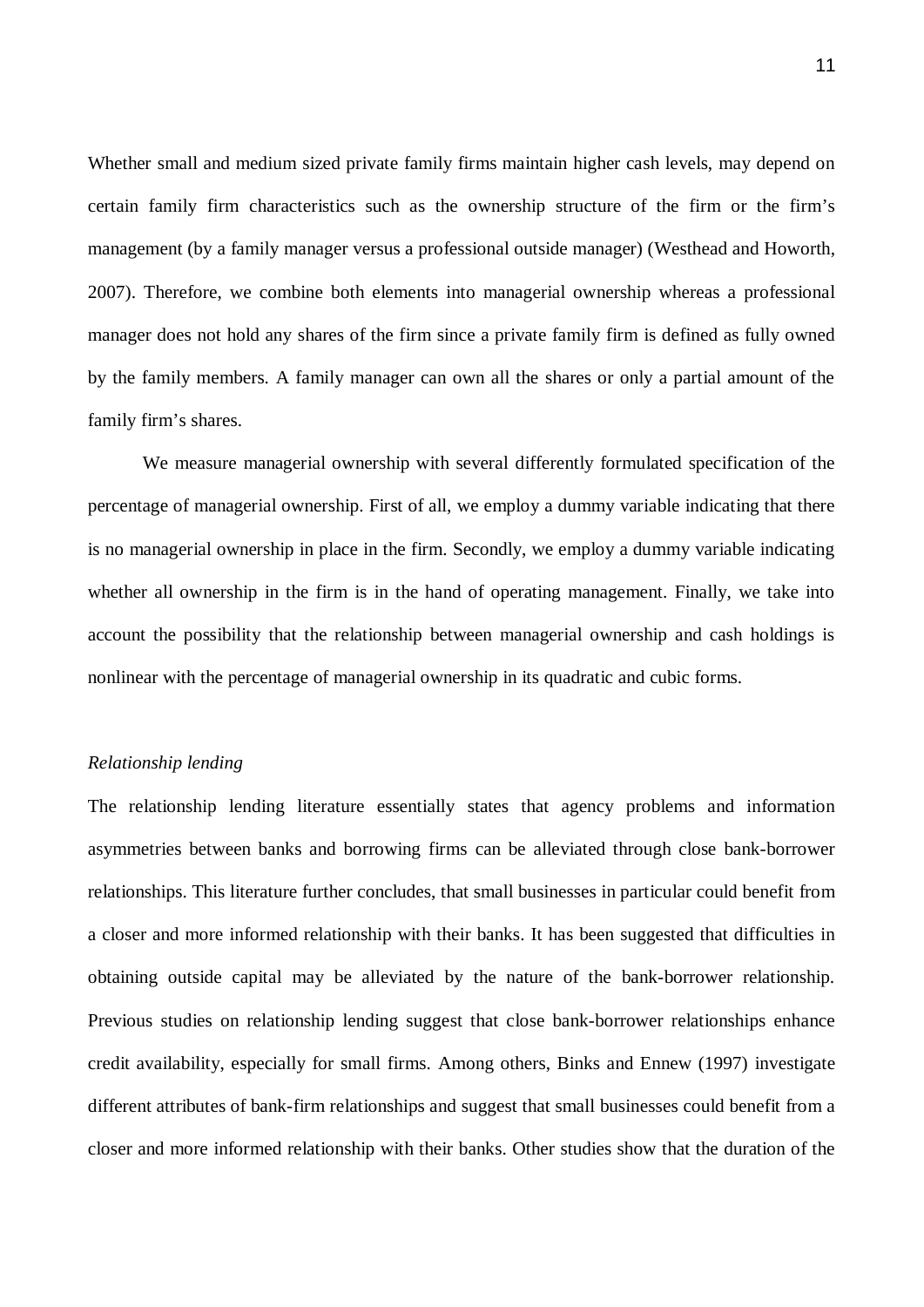Whether small and medium sized private family firms maintain higher cash levels, may depend on certain family firm characteristics such as the ownership structure of the firm or the firm's management (by a family manager versus a professional outside manager) (Westhead and Howorth, 2007). Therefore, we combine both elements into managerial ownership whereas a professional manager does not hold any shares of the firm since a private family firm is defined as fully owned by the family members. A family manager can own all the shares or only a partial amount of the family firm's shares.

We measure managerial ownership with several differently formulated specification of the percentage of managerial ownership. First of all, we employ a dummy variable indicating that there is no managerial ownership in place in the firm. Secondly, we employ a dummy variable indicating whether all ownership in the firm is in the hand of operating management. Finally, we take into account the possibility that the relationship between managerial ownership and cash holdings is nonlinear with the percentage of managerial ownership in its quadratic and cubic forms.

*Relationship lending*

The relationship lending literature essentially states that agency problems and information asymmetries between banks and borrowing firms can be alleviated through close bank-borrower relationships. This literature further concludes, that small businesses in particular could benefit from a closer and more informed relationship with their banks. It has been suggested that difficulties in obtaining outside capital may be alleviated by the nature of the bank-borrower relationship. Previous studies on relationship lending suggest that close bank-borrower relationships enhance credit availability, especially for small firms. Among others, Binks and Ennew (1997) investigate different attributes of bank-firm relationships and suggest that small businesses could benefit from a closer and more informed relationship with their banks. Other studies show that the duration of the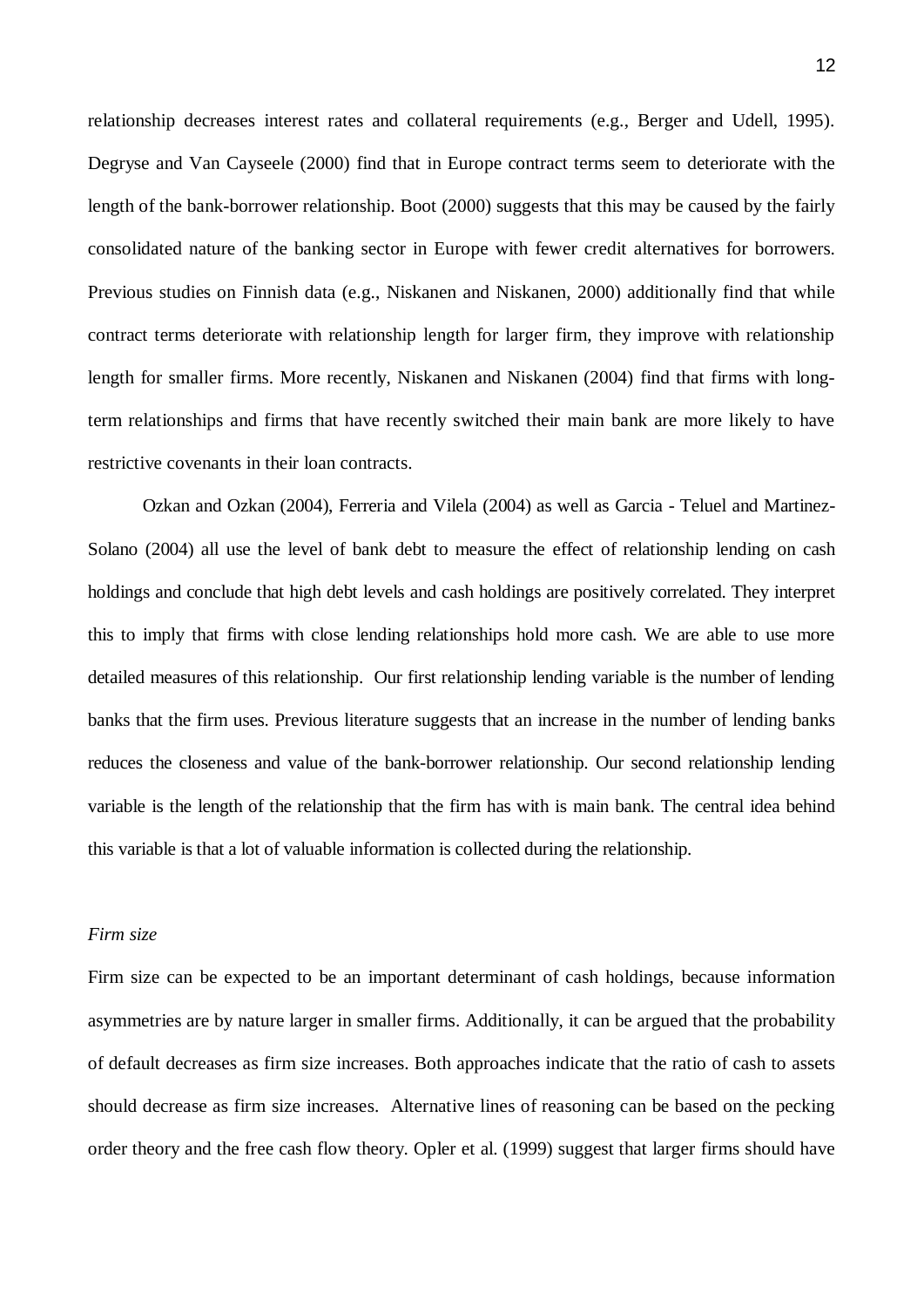relationship decreases interest rates and collateral requirements (e.g., Berger and Udell, 1995). Degryse and Van Cayseele (2000) find that in Europe contract terms seem to deteriorate with the length of the bank-borrower relationship. Boot (2000) suggests that this may be caused by the fairly consolidated nature of the banking sector in Europe with fewer credit alternatives for borrowers. Previous studies on Finnish data (e.g., Niskanen and Niskanen, 2000) additionally find that while contract terms deteriorate with relationship length for larger firm, they improve with relationship length for smaller firms. More recently, Niskanen and Niskanen (2004) find that firms with long-term relationships and firms that have recently switched their main bank are more likely to have restrictive covenants in their loan contracts.

Ozkan and Ozkan (2004), Ferreria and Vilela (2004) as well as Garcia - Teluel and Martinez-Solano (2004) all use the level of bank debt to measure the effect of relationship lending on cash holdings and conclude that high debt levels and cash holdings are positively correlated. They interpret this to imply that firms with close lending relationships hold more cash. We are able to use more detailed measures of this relationship. Our first relationship lending variable is the number of lending banks that the firm uses. Previous literature suggests that an increase in the number of lending banks reduces the closeness and value of the bank-borrower relationship. Our second relationship lending variable is the length of the relationship that the firm has with is main bank. The central idea behind this variable is that a lot of valuable information is collected during the relationship.

*Firm size*

Firm size can be expected to be an important determinant of cash holdings, because information asymmetries are by nature larger in smaller firms. Additionally, it can be argued that the probability of default decreases as firm size increases. Both approaches indicate that the ratio of cash to assets should decrease as firm size increases. Alternative lines of reasoning can be based on the pecking order theory and the free cash flow theory. Opler et al. (1999) suggest that larger firms should have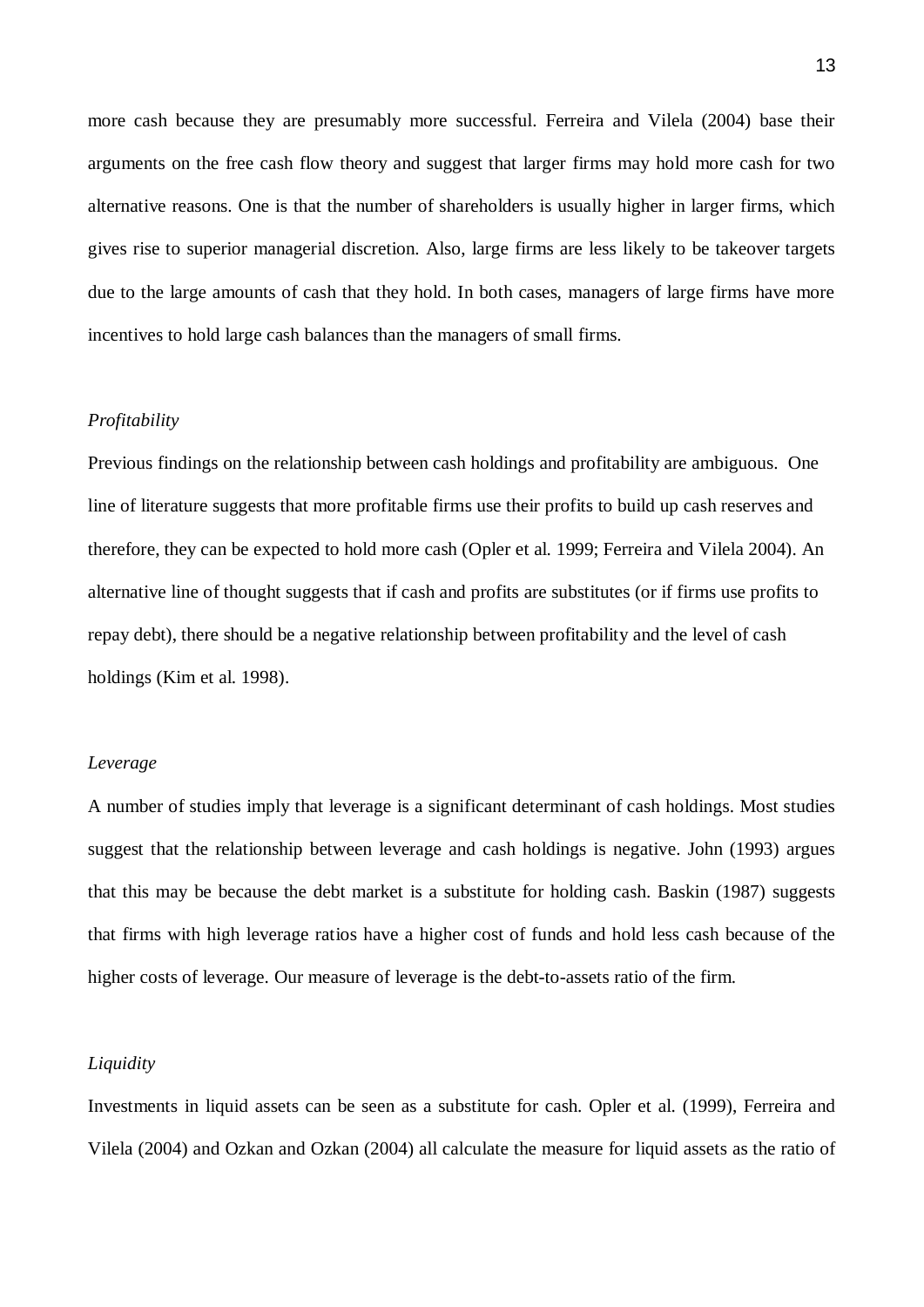more cash because they are presumably more successful. Ferreira and Vilela (2004) base their arguments on the free cash flow theory and suggest that larger firms may hold more cash for two alternative reasons. One is that the number of shareholders is usually higher in larger firms, which gives rise to superior managerial discretion. Also, large firms are less likely to be takeover targets due to the large amounts of cash that they hold. In both cases, managers of large firms have more incentives to hold large cash balances than the managers of small firms.

*Profitability*

Previous findings on the relationship between cash holdings and profitability are ambiguous. One line of literature suggests that more profitable firms use their profits to build up cash reserves and therefore, they can be expected to hold more cash (Opler et al. 1999; Ferreira and Vilela 2004). An alternative line of thought suggests that if cash and profits are substitutes (or if firms use profits to repay debt), there should be a negative relationship between profitability and the level of cash holdings (Kim et al. 1998).

*Leverage*

A number of studies imply that leverage is a significant determinant of cash holdings. Most studies suggest that the relationship between leverage and cash holdings is negative. John (1993) argues that this may be because the debt market is a substitute for holding cash. Baskin (1987) suggests that firms with high leverage ratios have a higher cost of funds and hold less cash because of the higher costs of leverage. Our measure of leverage is the debt-to-assets ratio of the firm.

*Liquidity*

Investments in liquid assets can be seen as a substitute for cash. Opler et al. (1999), Ferreira and Vilela (2004) and Ozkan and Ozkan (2004) all calculate the measure for liquid assets as the ratio of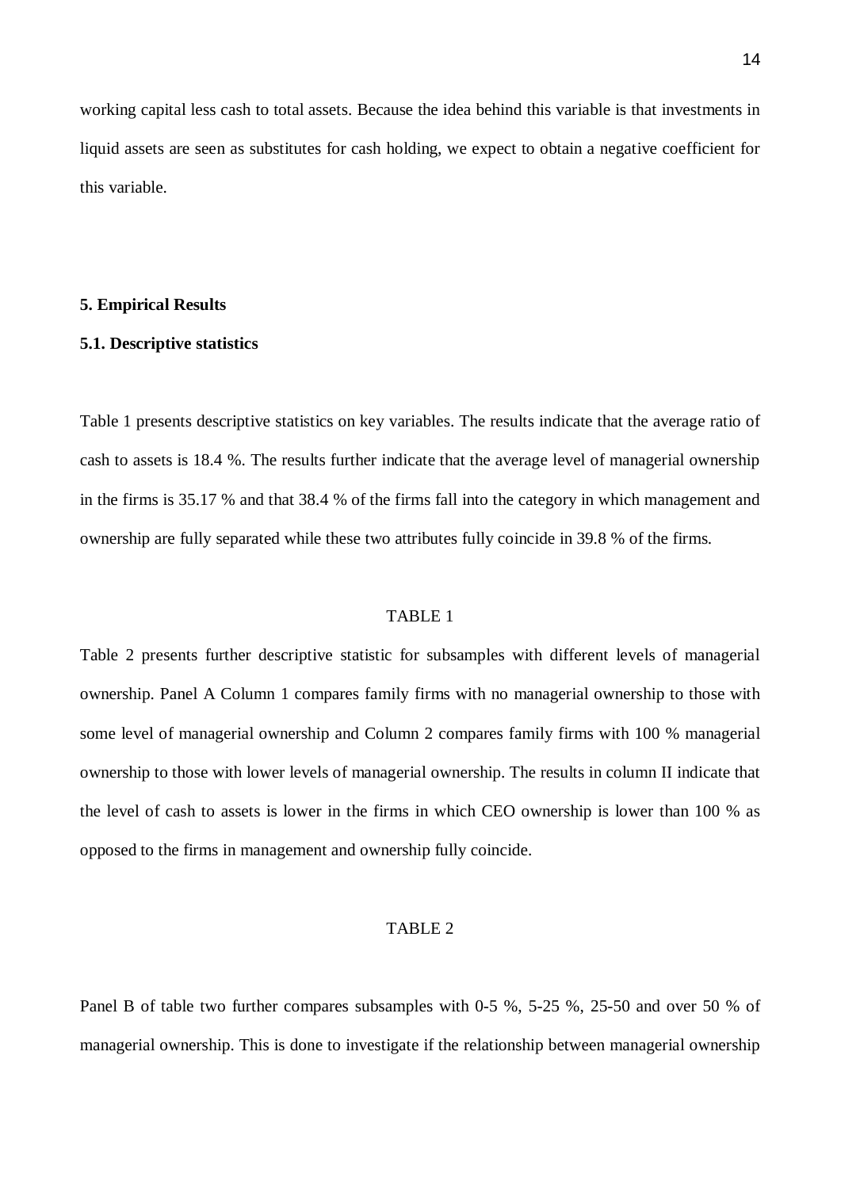working capital less cash to total assets. Because the idea behind this variable is that investments in liquid assets are seen as substitutes for cash holding, we expect to obtain a negative coefficient for this variable.

## 5. Empirical Results

### 5.1. Descriptive statistics

Table 1 presents descriptive statistics on key variables. The results indicate that the average ratio of cash to assets is 18.4 %. The results further indicate that the average level of managerial ownership in the firms is 35.17 % and that 38.4 % of the firms fall into the category in which management and ownership are fully separated while these two attributes fully coincide in 39.8 % of the firms.

TABLE 1

Table 2 presents further descriptive statistic for subsamples with different levels of managerial ownership. Panel A Column 1 compares family firms with no managerial ownership to those with some level of managerial ownership and Column 2 compares family firms with 100 % managerial ownership to those with lower levels of managerial ownership. The results in column II indicate that the level of cash to assets is lower in the firms in which CEO ownership is lower than 100 % as opposed to the firms in management and ownership fully coincide.

TABLE 2

Panel B of table two further compares subsamples with 0-5 %, 5-25 %, 25-50 and over 50 % of managerial ownership. This is done to investigate if the relationship between managerial ownership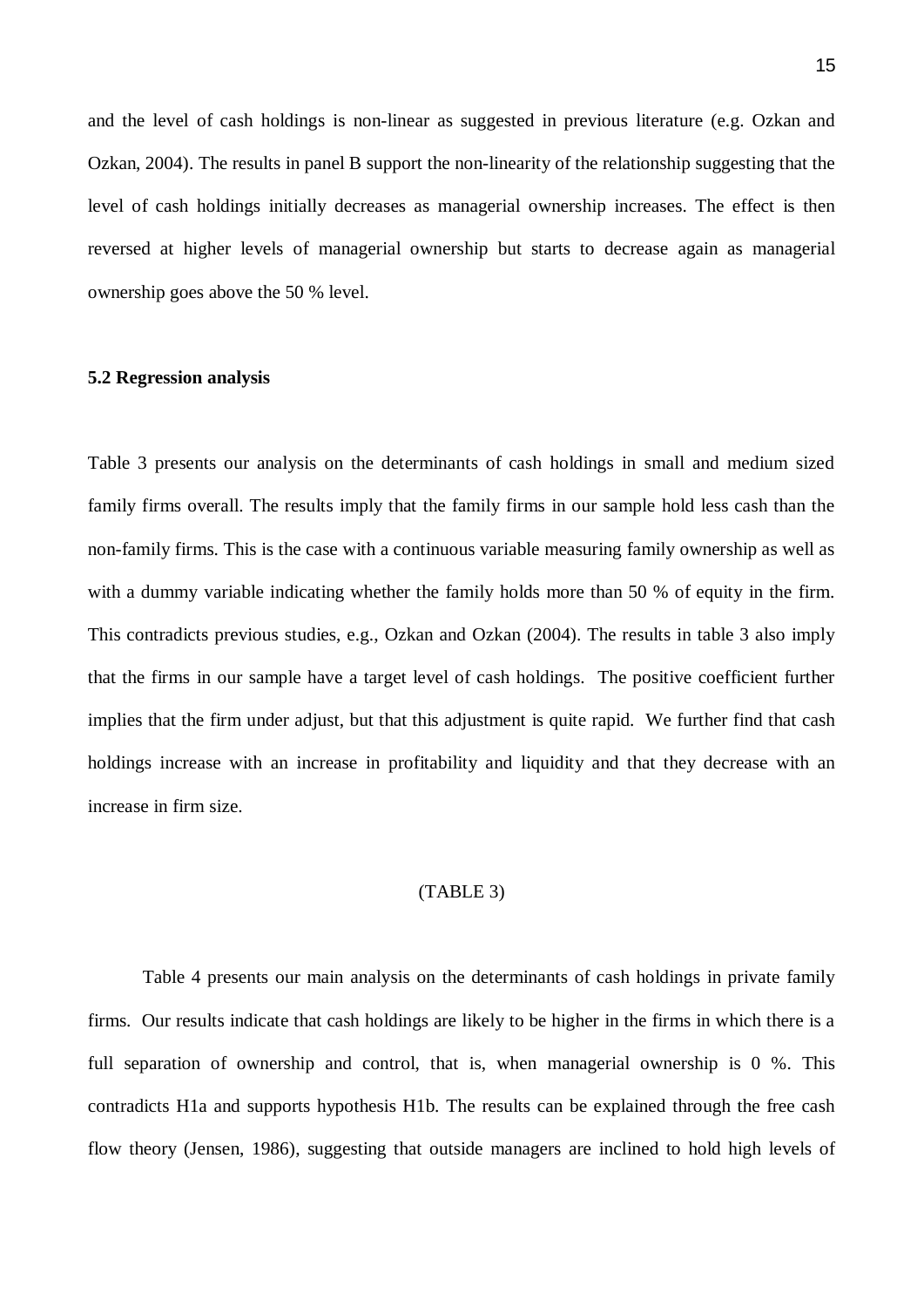and the level of cash holdings is non-linear as suggested in previous literature (e.g. Ozkan and Ozkan, 2004). The results in panel B support the non-linearity of the relationship suggesting that the level of cash holdings initially decreases as managerial ownership increases. The effect is then reversed at higher levels of managerial ownership but starts to decrease again as managerial ownership goes above the 50 % level.

### 5.2 Regression analysis

Table 3 presents our analysis on the determinants of cash holdings in small and medium sized family firms overall. The results imply that the family firms in our sample hold less cash than the non-family firms. This is the case with a continuous variable measuring family ownership as well as with a dummy variable indicating whether the family holds more than 50 % of equity in the firm. This contradicts previous studies, e.g., Ozkan and Ozkan (2004). The results in table 3 also imply that the firms in our sample have a target level of cash holdings. The positive coefficient further implies that the firm under adjust, but that this adjustment is quite rapid. We further find that cash holdings increase with an increase in profitability and liquidity and that they decrease with an increase in firm size.

(TABLE 3)

Table 4 presents our main analysis on the determinants of cash holdings in private family firms. Our results indicate that cash holdings are likely to be higher in the firms in which there is a full separation of ownership and control, that is, when managerial ownership is 0 %. This contradicts H1a and supports hypothesis H1b. The results can be explained through the free cash flow theory (Jensen, 1986), suggesting that outside managers are inclined to hold high levels of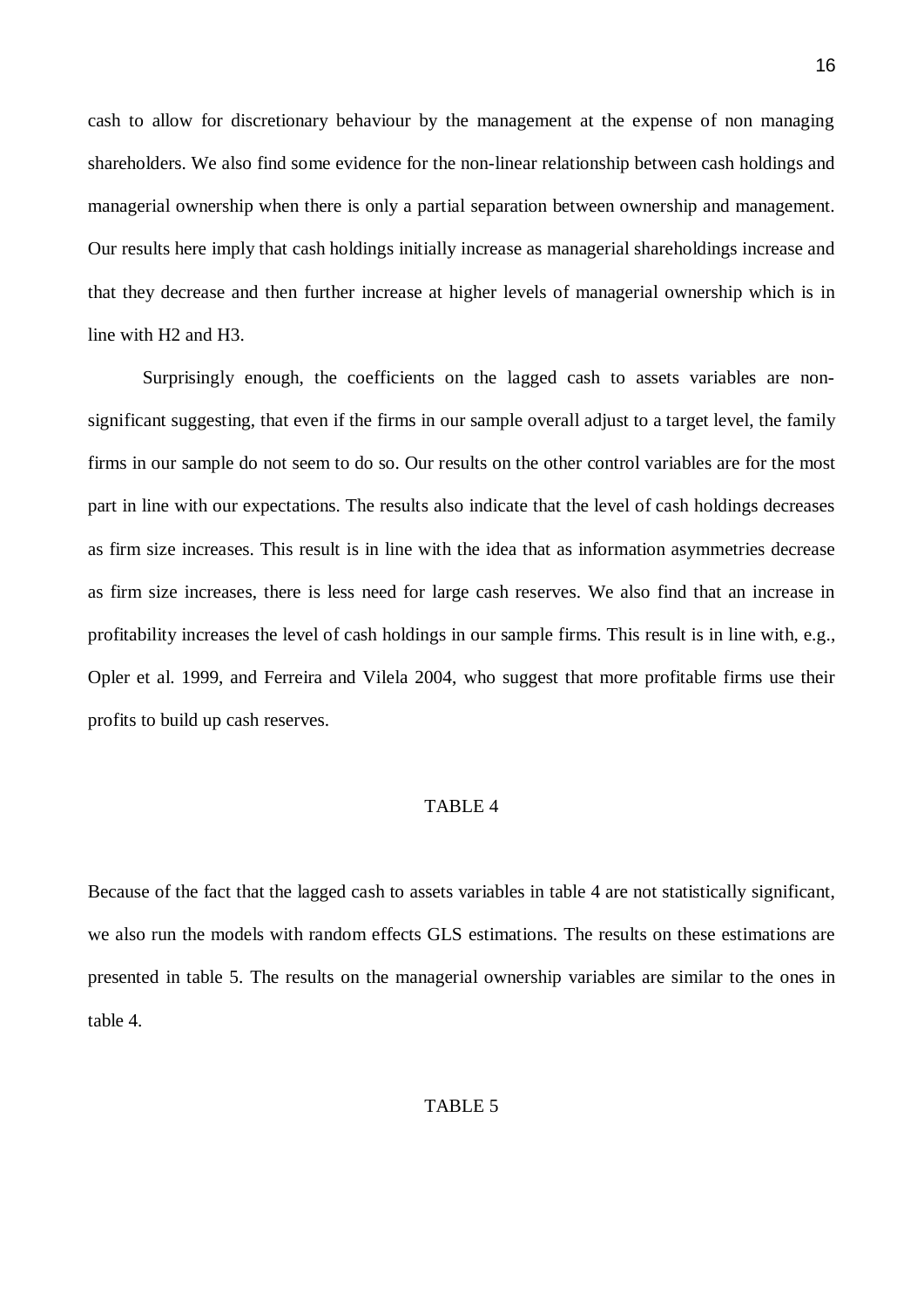cash to allow for discretionary behaviour by the management at the expense of non managing shareholders. We also find some evidence for the non-linear relationship between cash holdings and managerial ownership when there is only a partial separation between ownership and management. Our results here imply that cash holdings initially increase as managerial shareholdings increase and that they decrease and then further increase at higher levels of managerial ownership which is in line with H2 and H3.

Surprisingly enough, the coefficients on the lagged cash to assets variables are non-significant suggesting, that even if the firms in our sample overall adjust to a target level, the family firms in our sample do not seem to do so. Our results on the other control variables are for the most part in line with our expectations. The results also indicate that the level of cash holdings decreases as firm size increases. This result is in line with the idea that as information asymmetries decrease as firm size increases, there is less need for large cash reserves. We also find that an increase in profitability increases the level of cash holdings in our sample firms. This result is in line with, e.g., Opler et al. 1999, and Ferreira and Vilela 2004, who suggest that more profitable firms use their profits to build up cash reserves.

TABLE 4

Because of the fact that the lagged cash to assets variables in table 4 are not statistically significant, we also run the models with random effects GLS estimations. The results on these estimations are presented in table 5. The results on the managerial ownership variables are similar to the ones in table 4.

TABLE 5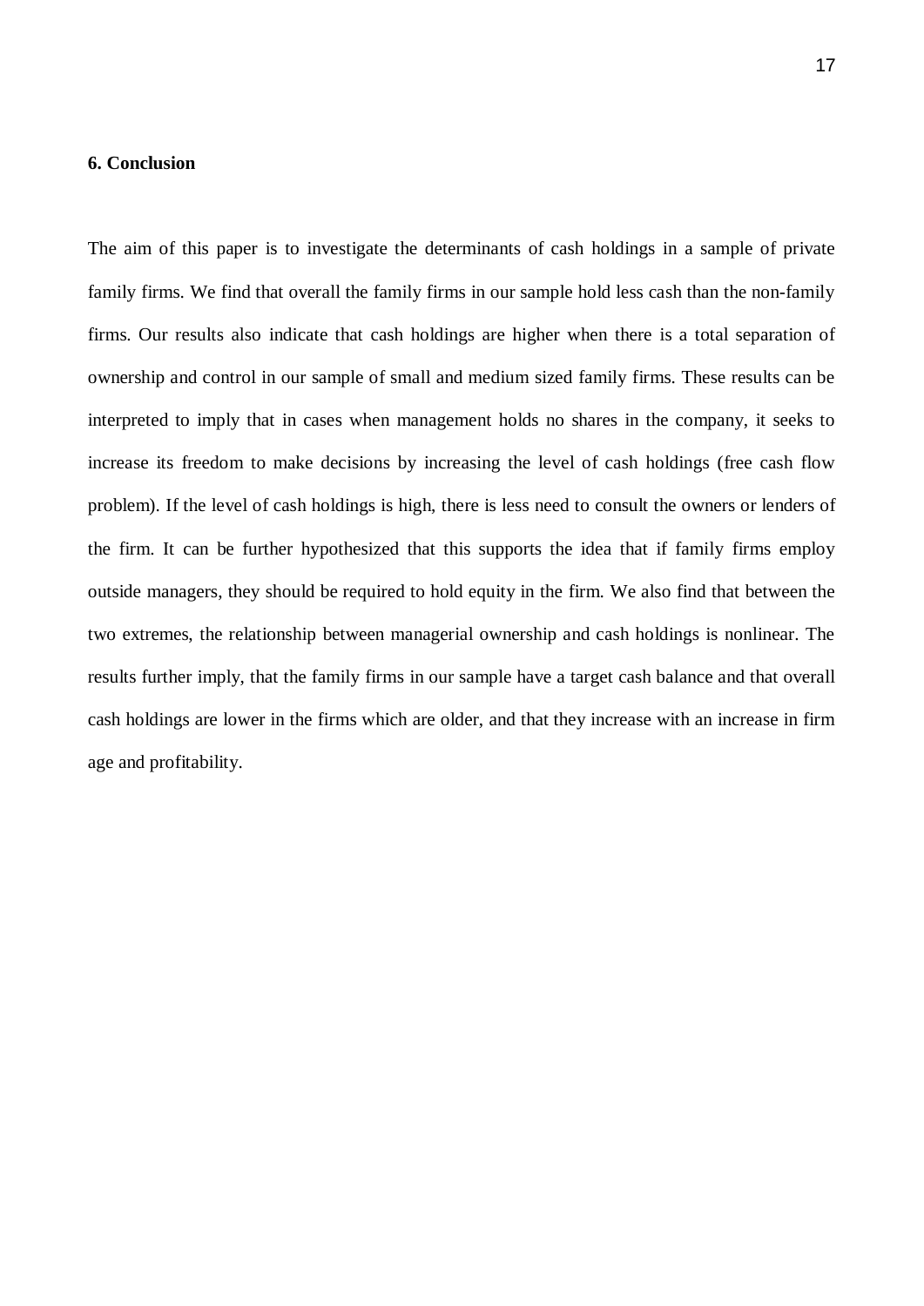## 6. Conclusion

The aim of this paper is to investigate the determinants of cash holdings in a sample of private family firms. We find that overall the family firms in our sample hold less cash than the non-family firms. Our results also indicate that cash holdings are higher when there is a total separation of ownership and control in our sample of small and medium sized family firms. These results can be interpreted to imply that in cases when management holds no shares in the company, it seeks to increase its freedom to make decisions by increasing the level of cash holdings (free cash flow problem). If the level of cash holdings is high, there is less need to consult the owners or lenders of the firm. It can be further hypothesized that this supports the idea that if family firms employ outside managers, they should be required to hold equity in the firm. We also find that between the two extremes, the relationship between managerial ownership and cash holdings is nonlinear. The results further imply, that the family firms in our sample have a target cash balance and that overall cash holdings are lower in the firms which are older, and that they increase with an increase in firm age and profitability.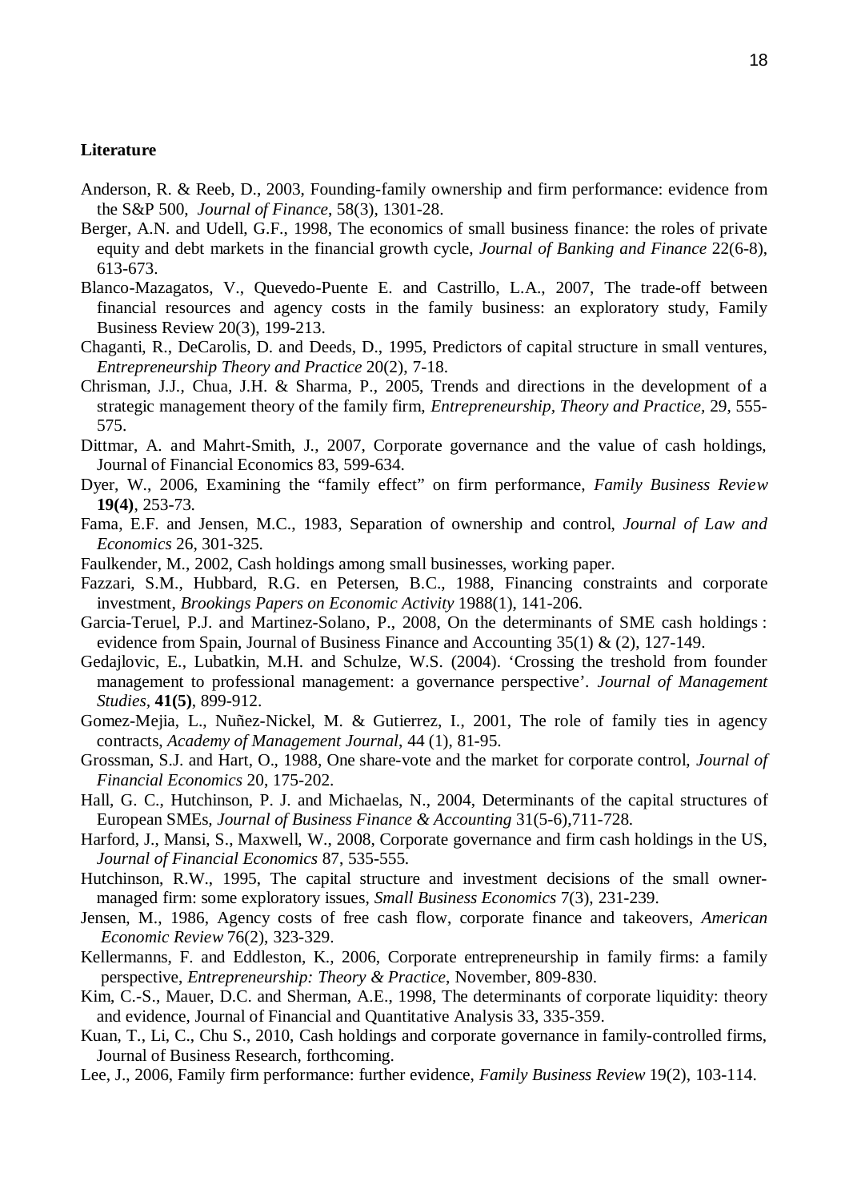**Literature**

Anderson, R. & Reeb, D., 2003, Founding-family ownership and firm performance: evidence from the S&P 500, *Journal of Finance*, 58(3), 1301-28.

Berger, A.N. and Udell, G.F., 1998, The economics of small business finance: the roles of private equity and debt markets in the financial growth cycle, *Journal of Banking and Finance* 22(6-8), 613-673.

Blanco-Mazagatos, V., Quevedo-Puente E. and Castrillo, L.A., 2007, The trade-off between financial resources and agency costs in the family business: an exploratory study, Family Business Review 20(3), 199-213.

Chaganti, R., DeCarolis, D. and Deeds, D., 1995, Predictors of capital structure in small ventures, *Entrepreneurship Theory and Practice* 20(2), 7-18.

Chrisman, J.J., Chua, J.H. & Sharma, P., 2005, Trends and directions in the development of a strategic management theory of the family firm, *Entrepreneurship, Theory and Practice*, 29, 555-575.

Dittmar, A. and Mahrt-Smith, J., 2007, Corporate governance and the value of cash holdings, Journal of Financial Economics 83, 599-634.

Dyer, W., 2006, Examining the "family effect" on firm performance, *Family Business Review* **19(4)**, 253-73.

Fama, E.F. and Jensen, M.C., 1983, Separation of ownership and control, *Journal of Law and Economics* 26, 301-325.

Faulkender, M., 2002, Cash holdings among small businesses, working paper.

Fazzari, S.M., Hubbard, R.G. en Petersen, B.C., 1988, Financing constraints and corporate investment, *Brookings Papers on Economic Activity* 1988(1), 141-206.

Garcia-Teruel, P.J. and Martinez-Solano, P., 2008, On the determinants of SME cash holdings : evidence from Spain, Journal of Business Finance and Accounting 35(1) & (2), 127-149.

Gedajlovic, E., Lubatkin, M.H. and Schulze, W.S. (2004). 'Crossing the treshold from founder management to professional management: a governance perspective'. *Journal of Management Studies*, **41(5)**, 899-912.

Gomez-Mejia, L., Nuñez-Nickel, M. & Gutierrez, I., 2001, The role of family ties in agency contracts, *Academy of Management Journal*, 44 (1), 81-95.

Grossman, S.J. and Hart, O., 1988, One share-vote and the market for corporate control, *Journal of Financial Economics* 20, 175-202.

Hall, G. C., Hutchinson, P. J. and Michaelas, N., 2004, Determinants of the capital structures of European SMEs, *Journal of Business Finance & Accounting* 31(5-6),711-728.

Harford, J., Mansi, S., Maxwell, W., 2008, Corporate governance and firm cash holdings in the US, *Journal of Financial Economics* 87, 535-555.

Hutchinson, R.W., 1995, The capital structure and investment decisions of the small owner-managed firm: some exploratory issues, *Small Business Economics* 7(3), 231-239.

Jensen, M., 1986, Agency costs of free cash flow, corporate finance and takeovers, *American Economic Review* 76(2), 323-329.

Kellermanns, F. and Eddleston, K., 2006, Corporate entrepreneurship in family firms: a family perspective, *Entrepreneurship: Theory & Practice*, November, 809-830.

Kim, C.-S., Mauer, D.C. and Sherman, A.E., 1998, The determinants of corporate liquidity: theory and evidence, Journal of Financial and Quantitative Analysis 33, 335-359.

Kuan, T., Li, C., Chu S., 2010, Cash holdings and corporate governance in family-controlled firms, Journal of Business Research, forthcoming.

Lee, J., 2006, Family firm performance: further evidence, *Family Business Review* 19(2), 103-114.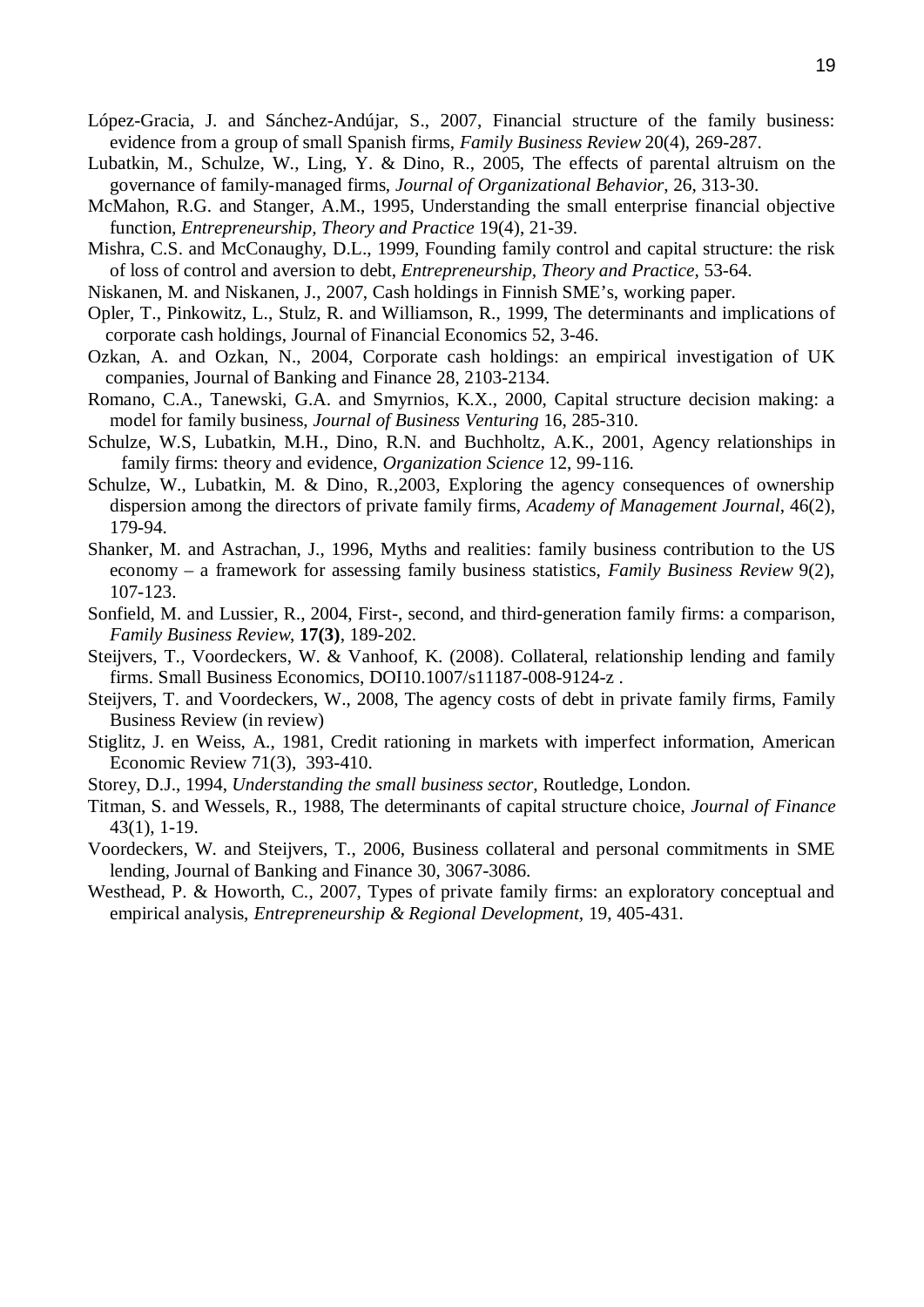López-Gracia, J. and Sánchez-Andújar, S., 2007, Financial structure of the family business: evidence from a group of small Spanish firms, *Family Business Review* 20(4), 269-287.

Lubatkin, M., Schulze, W., Ling, Y. & Dino, R., 2005, The effects of parental altruism on the governance of family-managed firms, *Journal of Organizational Behavior*, 26, 313-30.

McMahon, R.G. and Stanger, A.M., 1995, Understanding the small enterprise financial objective function, *Entrepreneurship, Theory and Practice* 19(4), 21-39.

Mishra, C.S. and McConaughy, D.L., 1999, Founding family control and capital structure: the risk of loss of control and aversion to debt, *Entrepreneurship, Theory and Practice*, 53-64.

Niskanen, M. and Niskanen, J., 2007, Cash holdings in Finnish SME's, working paper.

Opler, T., Pinkowitz, L., Stulz, R. and Williamson, R., 1999, The determinants and implications of corporate cash holdings, Journal of Financial Economics 52, 3-46.

Ozkan, A. and Ozkan, N., 2004, Corporate cash holdings: an empirical investigation of UK companies, Journal of Banking and Finance 28, 2103-2134.

Romano, C.A., Tanewski, G.A. and Smyrnios, K.X., 2000, Capital structure decision making: a model for family business, *Journal of Business Venturing* 16, 285-310.

Schulze, W.S, Lubatkin, M.H., Dino, R.N. and Buchholtz, A.K., 2001, Agency relationships in family firms: theory and evidence, *Organization Science* 12, 99-116.

Schulze, W., Lubatkin, M. & Dino, R.,2003, Exploring the agency consequences of ownership dispersion among the directors of private family firms, *Academy of Management Journal*, 46(2), 179-94.

Shanker, M. and Astrachan, J., 1996, Myths and realities: family business contribution to the US economy – a framework for assessing family business statistics, *Family Business Review* 9(2), 107-123.

Sonfield, M. and Lussier, R., 2004, First-, second, and third-generation family firms: a comparison, *Family Business Review*, **17(3)**, 189-202.

Steijvers, T., Voordeckers, W. & Vanhoof, K. (2008). Collateral, relationship lending and family firms. Small Business Economics, DOI10.1007/s11187-008-9124-z .

Steijvers, T. and Voordeckers, W., 2008, The agency costs of debt in private family firms, Family Business Review (in review)

Stiglitz, J. en Weiss, A., 1981, Credit rationing in markets with imperfect information, American Economic Review 71(3), 393-410.

Storey, D.J., 1994, *Understanding the small business sector*, Routledge, London.

Titman, S. and Wessels, R., 1988, The determinants of capital structure choice, *Journal of Finance* 43(1), 1-19.

Voordeckers, W. and Steijvers, T., 2006, Business collateral and personal commitments in SME lending, Journal of Banking and Finance 30, 3067-3086.

Westhead, P. & Howorth, C., 2007, Types of private family firms: an exploratory conceptual and empirical analysis, *Entrepreneurship & Regional Development*, 19, 405-431.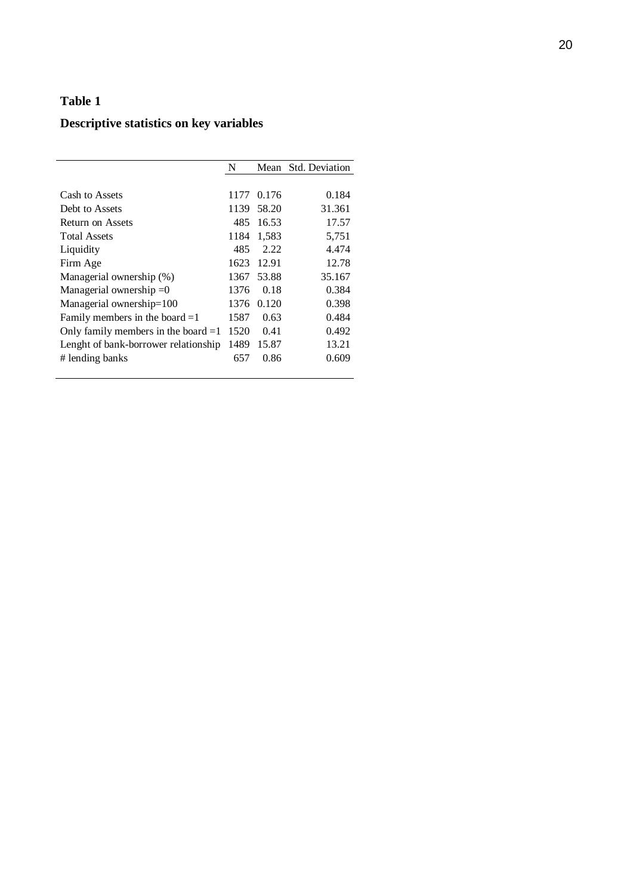**Table 1**

**Descriptive statistics on key variables**

| | N | Mean | Std. Deviation |
|---|---|---|---|
| Cash to Assets | 1177 | 0.176 | 0.184 |
| Debt to Assets | 1139 | 58.20 | 31.361 |
| Return on Assets | 485 | 16.53 | 17.57 |
| Total Assets | 1184 | 1,583 | 5,751 |
| Liquidity | 485 | 2.22 | 4.474 |
| Firm Age | 1623 | 12.91 | 12.78 |
| Managerial ownership (%) | 1367 | 53.88 | 35.167 |
| Managerial ownership =0 | 1376 | 0.18 | 0.384 |
| Managerial ownership=100 | 1376 | 0.120 | 0.398 |
| Family members in the board =1 | 1587 | 0.63 | 0.484 |
| Only family members in the board =1 | 1520 | 0.41 | 0.492 |
| Lenght of bank-borrower relationship | 1489 | 15.87 | 13.21 |
| # lending banks | 657 | 0.86 | 0.609 |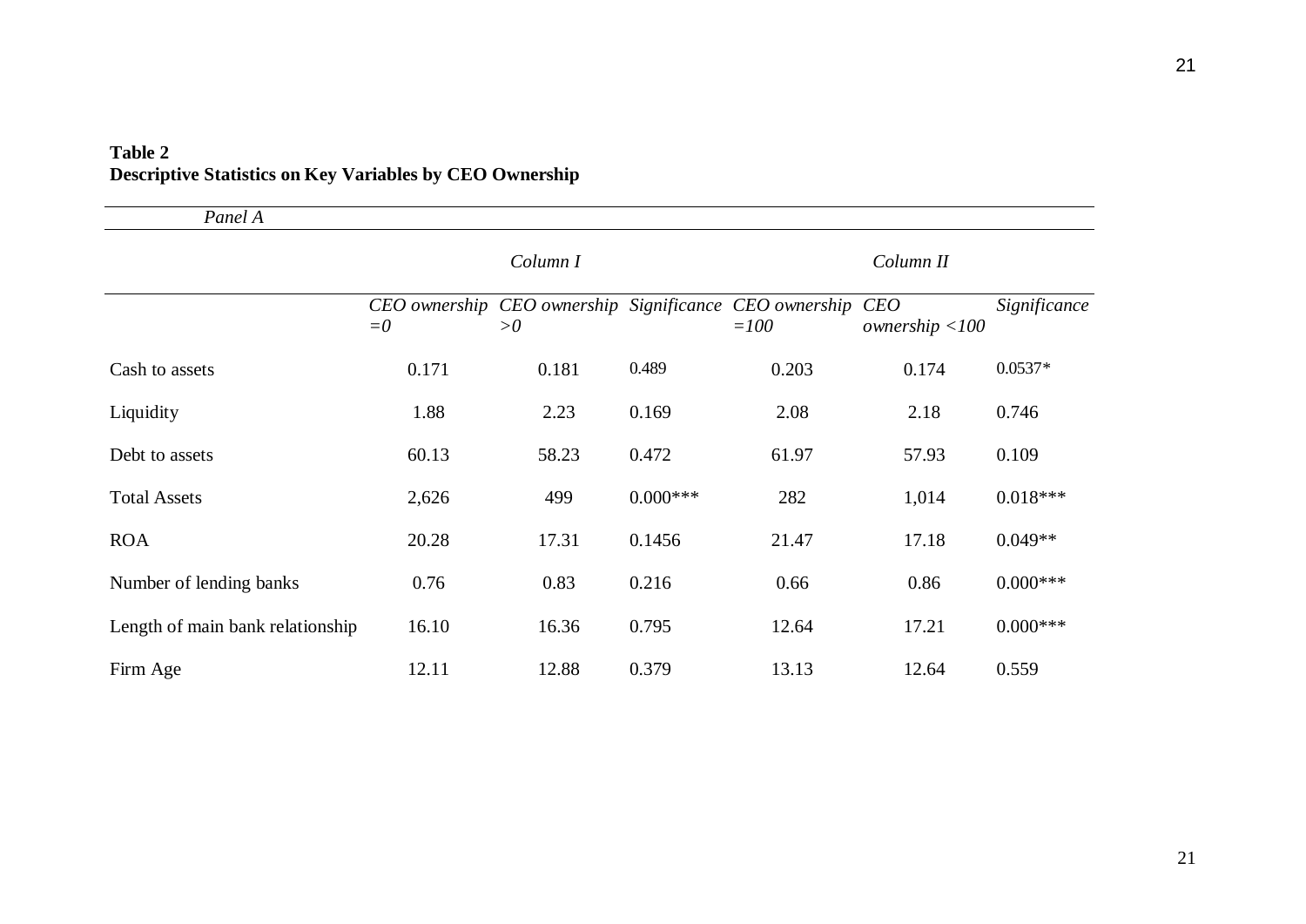**Table 2**
**Descriptive Statistics on Key Variables by CEO Ownership**

| *Panel A* | | | | | | |
|---|---|---|---|---|---|---|
| | *Column I* | | | *Column II* | | |
| | *CEO ownership =0* | *CEO ownership >0* | *Significance* | *CEO ownership =100* | *CEO ownership <100* | *Significance* |
| Cash to assets | 0.171 | 0.181 | 0.489 | 0.203 | 0.174 | 0.0537* |
| Liquidity | 1.88 | 2.23 | 0.169 | 2.08 | 2.18 | 0.746 |
| Debt to assets | 60.13 | 58.23 | 0.472 | 61.97 | 57.93 | 0.109 |
| Total Assets | 2,626 | 499 | 0.000*** | 282 | 1,014 | 0.018*** |
| ROA | 20.28 | 17.31 | 0.1456 | 21.47 | 17.18 | 0.049** |
| Number of lending banks | 0.76 | 0.83 | 0.216 | 0.66 | 0.86 | 0.000*** |
| Length of main bank relationship | 16.10 | 16.36 | 0.795 | 12.64 | 17.21 | 0.000*** |
| Firm Age | 12.11 | 12.88 | 0.379 | 13.13 | 12.64 | 0.559 |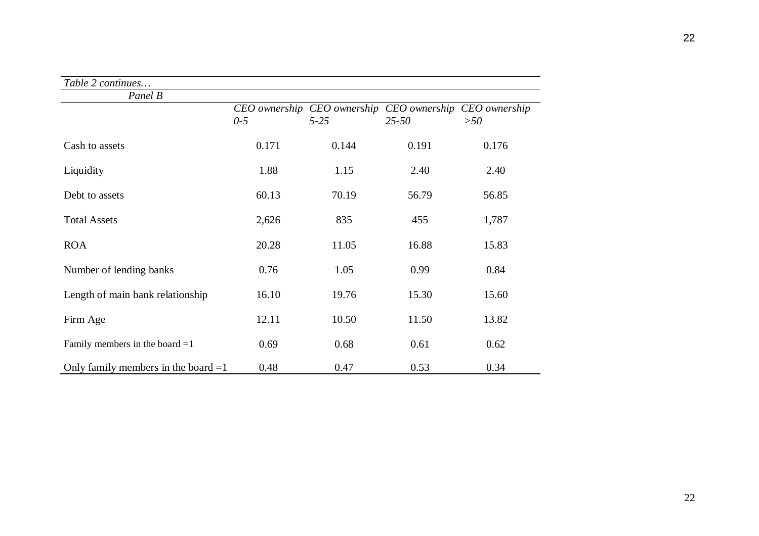*Table 2 continues…*

*Panel B*

| | *CEO ownership 0-5* | *CEO ownership 5-25* | *CEO ownership 25-50* | *CEO ownership >50* |
|---|---|---|---|---|
| Cash to assets | 0.171 | 0.144 | 0.191 | 0.176 |
| Liquidity | 1.88 | 1.15 | 2.40 | 2.40 |
| Debt to assets | 60.13 | 70.19 | 56.79 | 56.85 |
| Total Assets | 2,626 | 835 | 455 | 1,787 |
| ROA | 20.28 | 11.05 | 16.88 | 15.83 |
| Number of lending banks | 0.76 | 1.05 | 0.99 | 0.84 |
| Length of main bank relationship | 16.10 | 19.76 | 15.30 | 15.60 |
| Firm Age | 12.11 | 10.50 | 11.50 | 13.82 |
| Family members in the board =1 | 0.69 | 0.68 | 0.61 | 0.62 |
| Only family members in the board =1 | 0.48 | 0.47 | 0.53 | 0.34 |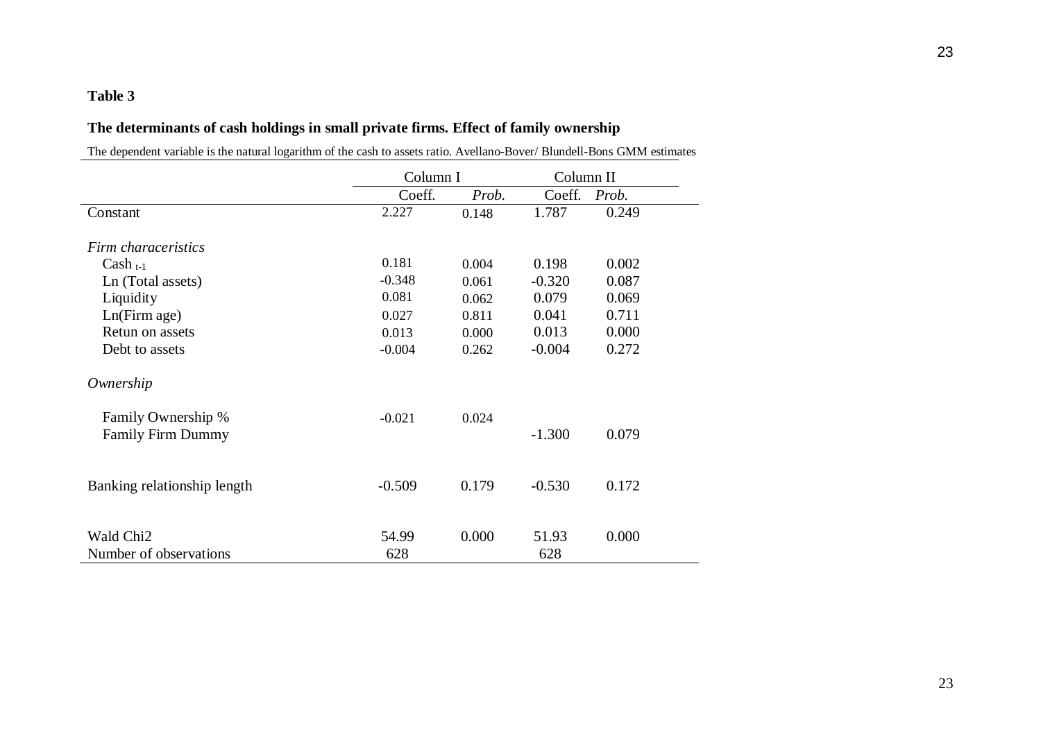**Table 3**

**The determinants of cash holdings in small private firms. Effect of family ownership**

The dependent variable is the natural logarithm of the cash to assets ratio. Avellano-Bover/ Blundell-Bons GMM estimates

| | Column I | | Column II | |
|---|---|---|---|---|
| | Coeff. | *Prob.* | Coeff. | *Prob.* |
| Constant | 2.227 | 0.148 | 1.787 | 0.249 |
| *Firm characeristics* | | | | |
| $Cash_{t-1}$ | 0.181 | 0.004 | 0.198 | 0.002 |
| Ln (Total assets) | -0.348 | 0.061 | -0.320 | 0.087 |
| Liquidity | 0.081 | 0.062 | 0.079 | 0.069 |
| Ln(Firm age) | 0.027 | 0.811 | 0.041 | 0.711 |
| Retun on assets | 0.013 | 0.000 | 0.013 | 0.000 |
| Debt to assets | -0.004 | 0.262 | -0.004 | 0.272 |
| *Ownership* | | | | |
| Family Ownership % | -0.021 | 0.024 | | |
| Family Firm Dummy | | | -1.300 | 0.079 |
| Banking relationship length | -0.509 | 0.179 | -0.530 | 0.172 |
| Wald Chi2 | 54.99 | 0.000 | 51.93 | 0.000 |
| Number of observations | 628 | | 628 | |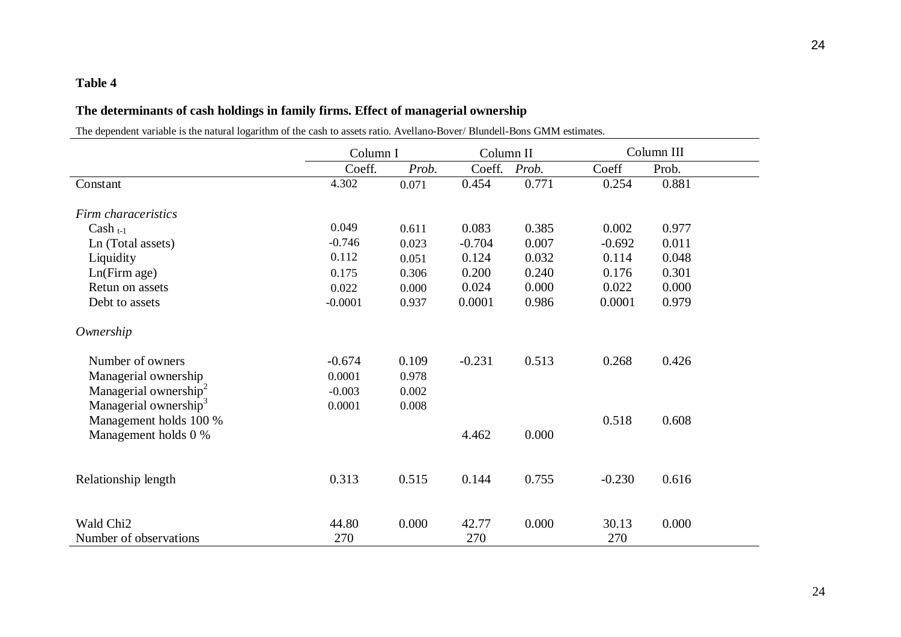**Table 4**

**The determinants of cash holdings in family firms. Effect of managerial ownership**

The dependent variable is the natural logarithm of the cash to assets ratio. Avellano-Bover/ Blundell-Bons GMM estimates.

| | Column I | | Column II | | Column III | |
|---|---|---|---|---|---|---|
| | Coeff. | *Prob.* | Coeff. | *Prob.* | Coeff | Prob. |
| Constant | 4.302 | 0.071 | 0.454 | 0.771 | 0.254 | 0.881 |
| *Firm characeristics* | | | | | | |
| Cash $_{t-1}$ | 0.049 | 0.611 | 0.083 | 0.385 | 0.002 | 0.977 |
| Ln (Total assets) | -0.746 | 0.023 | -0.704 | 0.007 | -0.692 | 0.011 |
| Liquidity | 0.112 | 0.051 | 0.124 | 0.032 | 0.114 | 0.048 |
| Ln(Firm age) | 0.175 | 0.306 | 0.200 | 0.240 | 0.176 | 0.301 |
| Retun on assets | 0.022 | 0.000 | 0.024 | 0.000 | 0.022 | 0.000 |
| Debt to assets | -0.0001 | 0.937 | 0.0001 | 0.986 | 0.0001 | 0.979 |
| *Ownership* | | | | | | |
| Number of owners | -0.674 | 0.109 | -0.231 | 0.513 | 0.268 | 0.426 |
| Managerial ownership | 0.0001 | 0.978 | | | | |
| Managerial ownership$^2$ | -0.003 | 0.002 | | | | |
| Managerial ownership$^3$ | 0.0001 | 0.008 | | | | |
| Management holds 100 % | | | | | 0.518 | 0.608 |
| Management holds 0 % | | | 4.462 | 0.000 | | |
| Relationship length | 0.313 | 0.515 | 0.144 | 0.755 | -0.230 | 0.616 |
| Wald Chi2 | 44.80 | 0.000 | 42.77 | 0.000 | 30.13 | 0.000 |
| Number of observations | 270 | | 270 | | 270 | |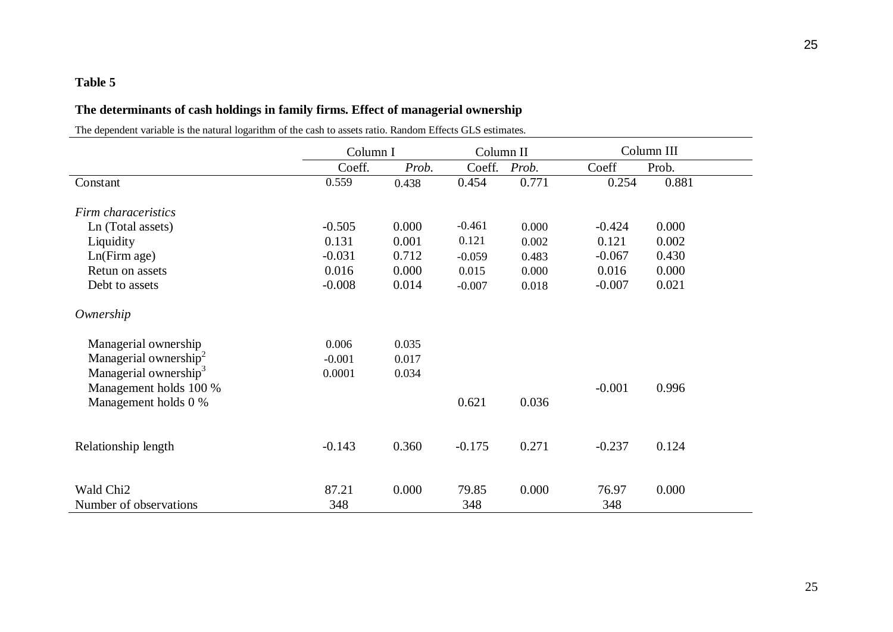**Table 5**

**The determinants of cash holdings in family firms. Effect of managerial ownership**

The dependent variable is the natural logarithm of the cash to assets ratio. Random Effects GLS estimates.

| | Column I | | Column II | | Column III | |
|---|---|---|---|---|---|---|
| | Coeff. | *Prob.* | Coeff. | *Prob.* | Coeff | Prob. |
| Constant | 0.559 | 0.438 | 0.454 | 0.771 | 0.254 | 0.881 |
| *Firm characeristics* | | | | | | |
| Ln (Total assets) | -0.505 | 0.000 | -0.461 | 0.000 | -0.424 | 0.000 |
| Liquidity | 0.131 | 0.001 | 0.121 | 0.002 | 0.121 | 0.002 |
| Ln(Firm age) | -0.031 | 0.712 | -0.059 | 0.483 | -0.067 | 0.430 |
| Retun on assets | 0.016 | 0.000 | 0.015 | 0.000 | 0.016 | 0.000 |
| Debt to assets | -0.008 | 0.014 | -0.007 | 0.018 | -0.007 | 0.021 |
| *Ownership* | | | | | | |
| Managerial ownership | 0.006 | 0.035 | | | | |
| Managerial ownership$^2$ | -0.001 | 0.017 | | | | |
| Managerial ownership$^3$ | 0.0001 | 0.034 | | | | |
| Management holds 100 % | | | | | -0.001 | 0.996 |
| Management holds 0 % | | | 0.621 | 0.036 | | |
| Relationship length | -0.143 | 0.360 | -0.175 | 0.271 | -0.237 | 0.124 |
| Wald Chi2 | 87.21 | 0.000 | 79.85 | 0.000 | 76.97 | 0.000 |
| Number of observations | 348 | | 348 | | 348 | |